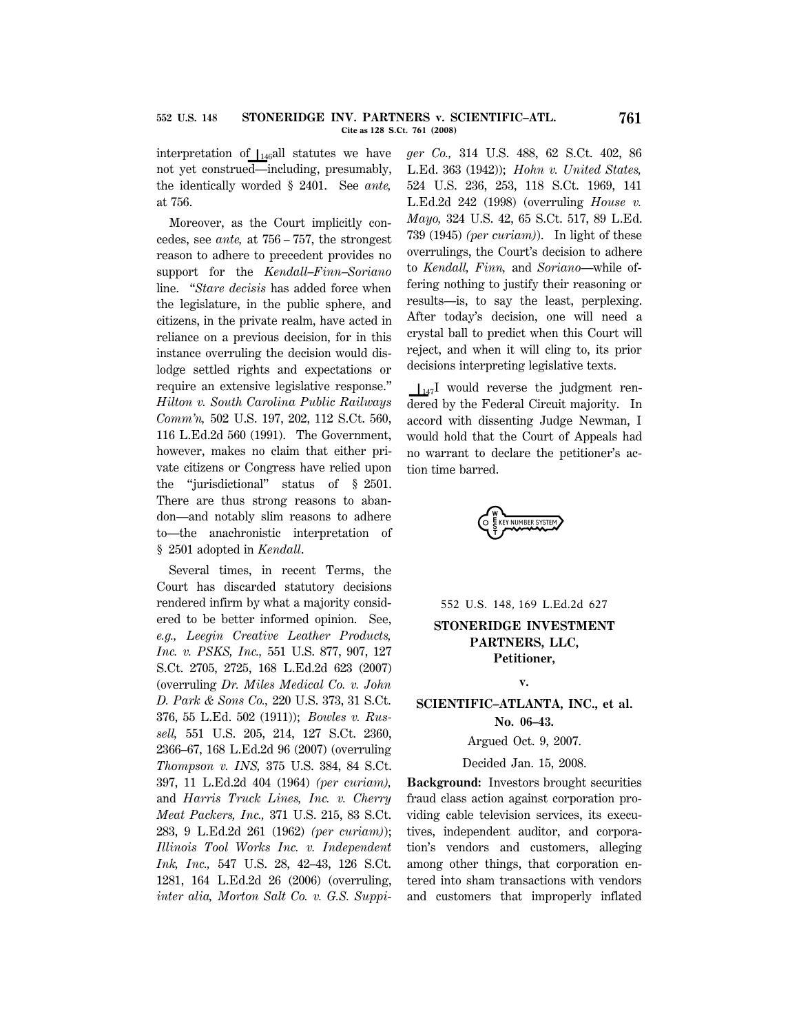interpretation of ⌊146all statutes we have not yet construed—including, presumably, the identically worded § 2401. See *ante,* at 756.

Moreover, as the Court implicitly concedes, see *ante,* at 756 – 757, the strongest reason to adhere to precedent provides no support for the *Kendall–Finn–Soriano* line. "*Stare decisis* has added force when the legislature, in the public sphere, and citizens, in the private realm, have acted in reliance on a previous decision, for in this instance overruling the decision would dislodge settled rights and expectations or require an extensive legislative response." *Hilton v. South Carolina Public Railways Comm'n,* 502 U.S. 197, 202, 112 S.Ct. 560, 116 L.Ed.2d 560 (1991). The Government, however, makes no claim that either private citizens or Congress have relied upon the "jurisdictional" status of § 2501. There are thus strong reasons to abandon—and notably slim reasons to adhere to—the anachronistic interpretation of § 2501 adopted in *Kendall*.

Several times, in recent Terms, the Court has discarded statutory decisions rendered infirm by what a majority considered to be better informed opinion. See, *e.g., Leegin Creative Leather Products, Inc. v. PSKS, Inc.,* 551 U.S. 877, 907, 127 S.Ct. 2705, 2725, 168 L.Ed.2d 623 (2007) (overruling *Dr. Miles Medical Co. v. John D. Park & Sons Co.,* 220 U.S. 373, 31 S.Ct. 376, 55 L.Ed. 502 (1911)); *Bowles v. Russell,* 551 U.S. 205, 214, 127 S.Ct. 2360, 2366–67, 168 L.Ed.2d 96 (2007) (overruling *Thompson v. INS,* 375 U.S. 384, 84 S.Ct. 397, 11 L.Ed.2d 404 (1964) *(per curiam),* and *Harris Truck Lines, Inc. v. Cherry Meat Packers, Inc.,* 371 U.S. 215, 83 S.Ct. 283, 9 L.Ed.2d 261 (1962) *(per curiam)*); *Illinois Tool Works Inc. v. Independent Ink, Inc.,* 547 U.S. 28, 42–43, 126 S.Ct. 1281, 164 L.Ed.2d 26 (2006) (overruling, *inter alia, Morton Salt Co. v. G.S. Suppiger Co.,* 314 U.S. 488, 62 S.Ct. 402, 86 L.Ed. 363 (1942)); *Hohn v. United States,* 524 U.S. 236, 253, 118 S.Ct. 1969, 141 L.Ed.2d 242 (1998) (overruling *House v. Mayo,* 324 U.S. 42, 65 S.Ct. 517, 89 L.Ed. 739 (1945) *(per curiam)*). In light of these overrulings, the Court's decision to adhere to *Kendall, Finn,* and *Soriano*—while offering nothing to justify their reasoning or results—is, to say the least, perplexing. After today's decision, one will need a crystal ball to predict when this Court will reject, and when it will cling to, its prior decisions interpreting legislative texts.

⌊147I would reverse the judgment rendered by the Federal Circuit majority. In accord with dissenting Judge Newman, I would hold that the Court of Appeals had no warrant to declare the petitioner's action time barred.

552 U.S. 148, 169 L.Ed.2d 627

**STONERIDGE INVESTMENT PARTNERS, LLC, Petitioner,**

**v.**

**SCIENTIFIC–ATLANTA, INC., et al.**

**No. 06–43.**

Argued Oct. 9, 2007.

Decided Jan. 15, 2008.

**Background:** Investors brought securities fraud class action against corporation providing cable television services, its executives, independent auditor, and corporation's vendors and customers, alleging among other things, that corporation entered into sham transactions with vendors and customers that improperly inflated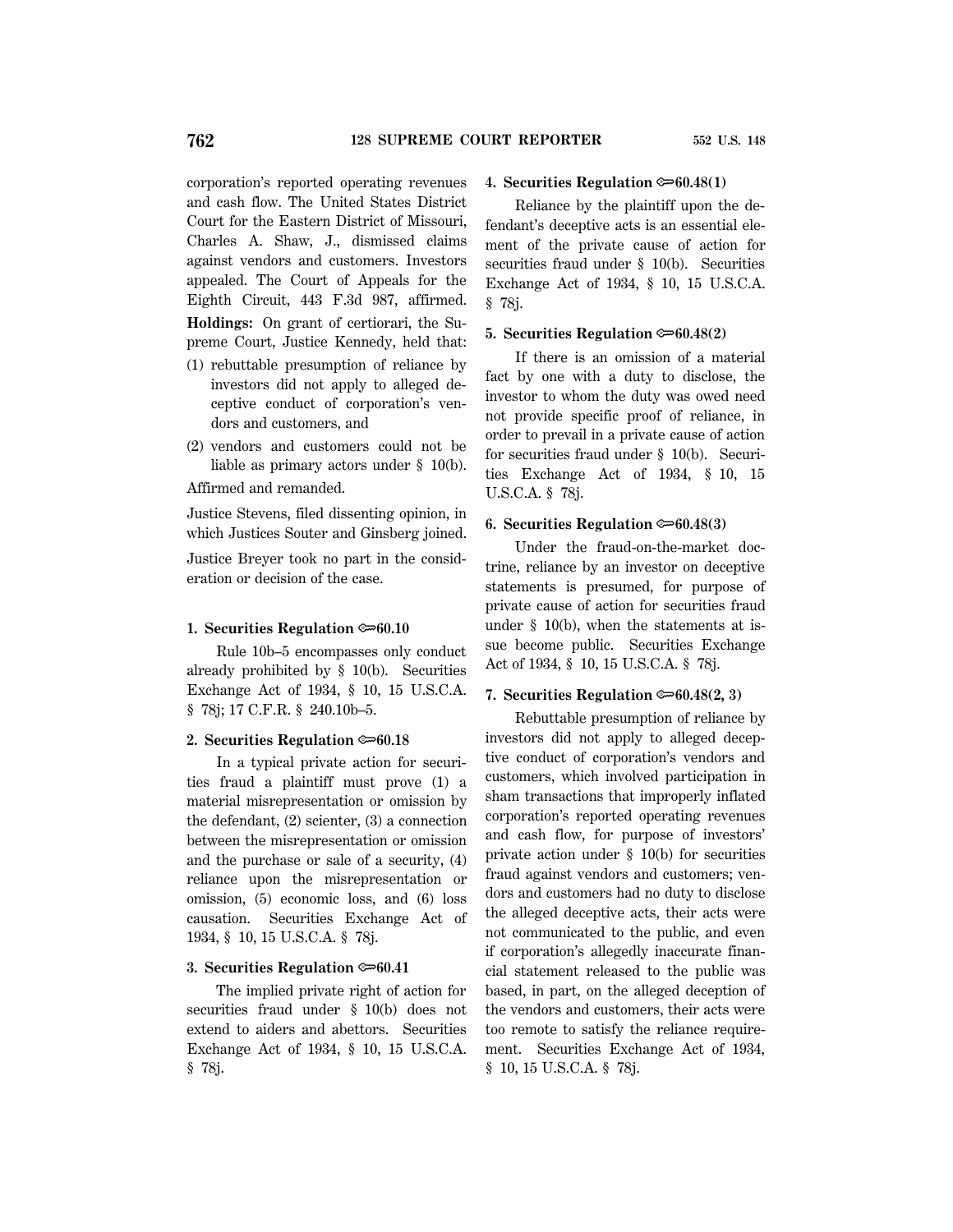corporation's reported operating revenues and cash flow. The United States District Court for the Eastern District of Missouri, Charles A. Shaw, J., dismissed claims against vendors and customers. Investors appealed. The Court of Appeals for the Eighth Circuit, 443 F.3d 987, affirmed.

**Holdings:** On grant of certiorari, the Supreme Court, Justice Kennedy, held that:

(1) rebuttable presumption of reliance by investors did not apply to alleged deceptive conduct of corporation's vendors and customers, and

(2) vendors and customers could not be liable as primary actors under § 10(b).

Affirmed and remanded.

Justice Stevens, filed dissenting opinion, in which Justices Souter and Ginsberg joined.

Justice Breyer took no part in the consideration or decision of the case.

**1. Securities Regulation ⇨60.10**

Rule 10b–5 encompasses only conduct already prohibited by § 10(b). Securities Exchange Act of 1934, § 10, 15 U.S.C.A. § 78j; 17 C.F.R. § 240.10b–5.

**2. Securities Regulation ⇨60.18**

In a typical private action for securities fraud a plaintiff must prove (1) a material misrepresentation or omission by the defendant, (2) scienter, (3) a connection between the misrepresentation or omission and the purchase or sale of a security, (4) reliance upon the misrepresentation or omission, (5) economic loss, and (6) loss causation. Securities Exchange Act of 1934, § 10, 15 U.S.C.A. § 78j.

**3. Securities Regulation ⇨60.41**

The implied private right of action for securities fraud under § 10(b) does not extend to aiders and abettors. Securities Exchange Act of 1934, § 10, 15 U.S.C.A. § 78j.

**4. Securities Regulation ⇨60.48(1)**

Reliance by the plaintiff upon the defendant's deceptive acts is an essential element of the private cause of action for securities fraud under § 10(b). Securities Exchange Act of 1934, § 10, 15 U.S.C.A. § 78j.

**5. Securities Regulation ⇨60.48(2)**

If there is an omission of a material fact by one with a duty to disclose, the investor to whom the duty was owed need not provide specific proof of reliance, in order to prevail in a private cause of action for securities fraud under § 10(b). Securities Exchange Act of 1934, § 10, 15 U.S.C.A. § 78j.

**6. Securities Regulation ⇨60.48(3)**

Under the fraud-on-the-market doctrine, reliance by an investor on deceptive statements is presumed, for purpose of private cause of action for securities fraud under § 10(b), when the statements at issue become public. Securities Exchange Act of 1934, § 10, 15 U.S.C.A. § 78j.

**7. Securities Regulation ⇨60.48(2, 3)**

Rebuttable presumption of reliance by investors did not apply to alleged deceptive conduct of corporation's vendors and customers, which involved participation in sham transactions that improperly inflated corporation's reported operating revenues and cash flow, for purpose of investors' private action under § 10(b) for securities fraud against vendors and customers; vendors and customers had no duty to disclose the alleged deceptive acts, their acts were not communicated to the public, and even if corporation's allegedly inaccurate financial statement released to the public was based, in part, on the alleged deception of the vendors and customers, their acts were too remote to satisfy the reliance requirement. Securities Exchange Act of 1934, § 10, 15 U.S.C.A. § 78j.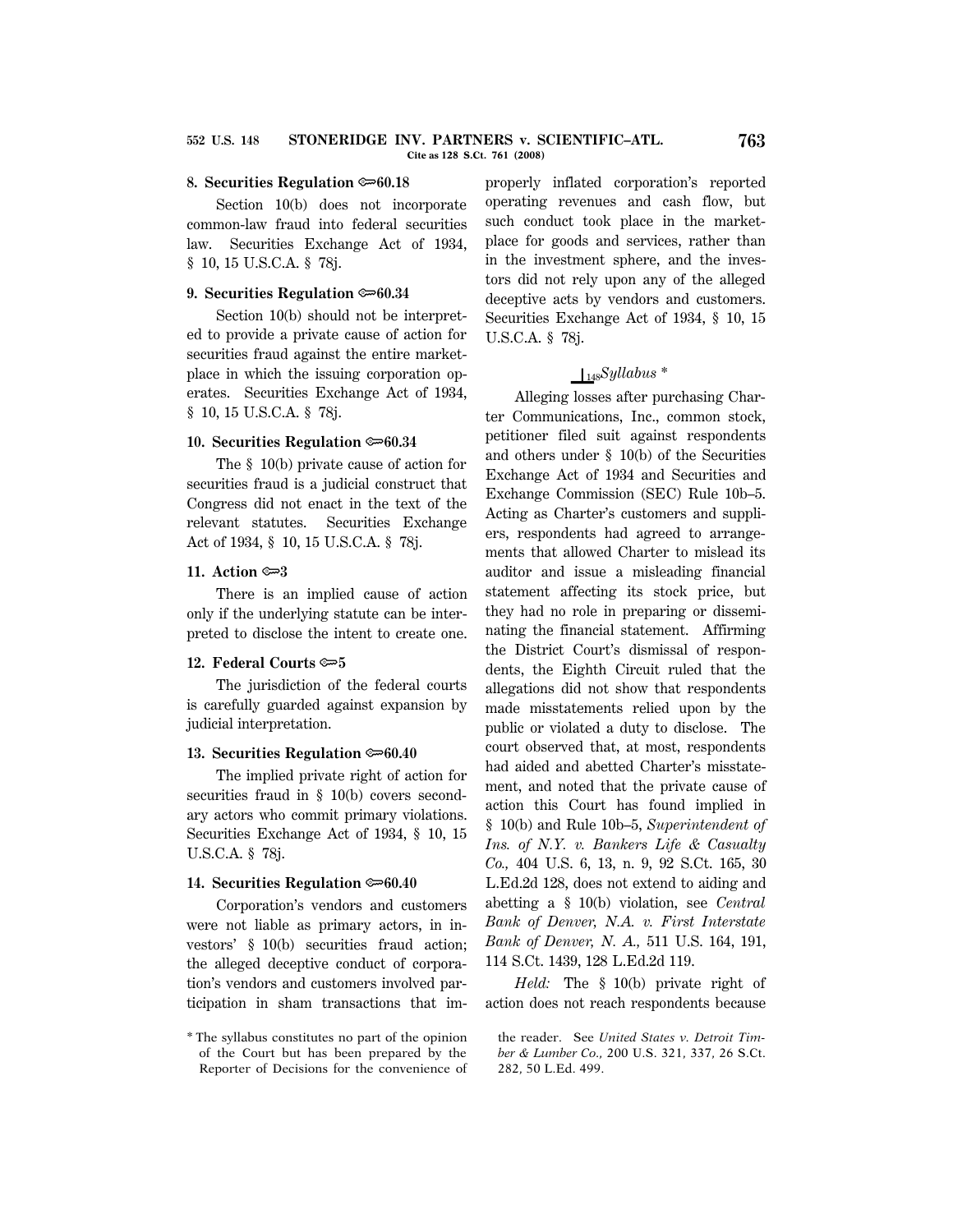**8. Securities Regulation ⟹60.18**

Section 10(b) does not incorporate common-law fraud into federal securities law. Securities Exchange Act of 1934, § 10, 15 U.S.C.A. § 78j.

**9. Securities Regulation ⟹60.34**

Section 10(b) should not be interpreted to provide a private cause of action for securities fraud against the entire marketplace in which the issuing corporation operates. Securities Exchange Act of 1934, § 10, 15 U.S.C.A. § 78j.

**10. Securities Regulation ⟹60.34**

The § 10(b) private cause of action for securities fraud is a judicial construct that Congress did not enact in the text of the relevant statutes. Securities Exchange Act of 1934, § 10, 15 U.S.C.A. § 78j.

**11. Action ⟹3**

There is an implied cause of action only if the underlying statute can be interpreted to disclose the intent to create one.

**12. Federal Courts ⟹5**

The jurisdiction of the federal courts is carefully guarded against expansion by judicial interpretation.

**13. Securities Regulation ⟹60.40**

The implied private right of action for securities fraud in § 10(b) covers secondary actors who commit primary violations. Securities Exchange Act of 1934, § 10, 15 U.S.C.A. § 78j.

**14. Securities Regulation ⟹60.40**

Corporation's vendors and customers were not liable as primary actors, in investors' § 10(b) securities fraud action; the alleged deceptive conduct of corporation's vendors and customers involved participation in sham transactions that improperly inflated corporation's reported operating revenues and cash flow, but such conduct took place in the marketplace for goods and services, rather than in the investment sphere, and the investors did not rely upon any of the alleged deceptive acts by vendors and customers. Securities Exchange Act of 1934, § 10, 15 U.S.C.A. § 78j.

⊥148 *Syllabus* *

Alleging losses after purchasing Charter Communications, Inc., common stock, petitioner filed suit against respondents and others under § 10(b) of the Securities Exchange Act of 1934 and Securities and Exchange Commission (SEC) Rule 10b–5. Acting as Charter's customers and suppliers, respondents had agreed to arrangements that allowed Charter to mislead its auditor and issue a misleading financial statement affecting its stock price, but they had no role in preparing or disseminating the financial statement. Affirming the District Court's dismissal of respondents, the Eighth Circuit ruled that the allegations did not show that respondents made misstatements relied upon by the public or violated a duty to disclose. The court observed that, at most, respondents had aided and abetted Charter's misstatement, and noted that the private cause of action this Court has found implied in § 10(b) and Rule 10b–5, *Superintendent of Ins. of N.Y. v. Bankers Life & Casualty Co.,* 404 U.S. 6, 13, n. 9, 92 S.Ct. 165, 30 L.Ed.2d 128, does not extend to aiding and abetting a § 10(b) violation, see *Central Bank of Denver, N.A. v. First Interstate Bank of Denver, N. A.,* 511 U.S. 164, 191, 114 S.Ct. 1439, 128 L.Ed.2d 119.

*Held:* The § 10(b) private right of action does not reach respondents because

* The syllabus constitutes no part of the opinion of the Court but has been prepared by the Reporter of Decisions for the convenience of the reader. See *United States v. Detroit Timber & Lumber Co.,* 200 U.S. 321, 337, 26 S.Ct. 282, 50 L.Ed. 499.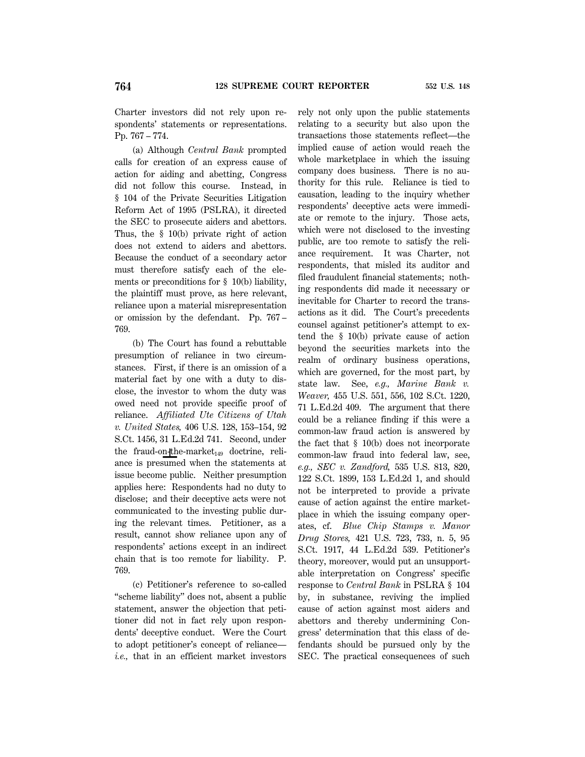Charter investors did not rely upon respondents' statements or representations. Pp. 767 – 774.

(a) Although *Central Bank* prompted calls for creation of an express cause of action for aiding and abetting, Congress did not follow this course. Instead, in § 104 of the Private Securities Litigation Reform Act of 1995 (PSLRA), it directed the SEC to prosecute aiders and abettors. Thus, the § 10(b) private right of action does not extend to aiders and abettors. Because the conduct of a secondary actor must therefore satisfy each of the elements or preconditions for § 10(b) liability, the plaintiff must prove, as here relevant, reliance upon a material misrepresentation or omission by the defendant. Pp. 767 – 769.

(b) The Court has found a rebuttable presumption of reliance in two circumstances. First, if there is an omission of a material fact by one with a duty to disclose, the investor to whom the duty was owed need not provide specific proof of reliance. *Affiliated Ute Citizens of Utah v. United States,* 406 U.S. 128, 153–154, 92 S.Ct. 1456, 31 L.Ed.2d 741. Second, under the fraud-on-the-market[149] doctrine, reliance is presumed when the statements at issue become public. Neither presumption applies here: Respondents had no duty to disclose; and their deceptive acts were not communicated to the investing public during the relevant times. Petitioner, as a result, cannot show reliance upon any of respondents' actions except in an indirect chain that is too remote for liability. P. 769.

(c) Petitioner's reference to so-called "scheme liability" does not, absent a public statement, answer the objection that petitioner did not in fact rely upon respondents' deceptive conduct. Were the Court to adopt petitioner's concept of reliance—*i.e.,* that in an efficient market investors rely not only upon the public statements relating to a security but also upon the transactions those statements reflect—the implied cause of action would reach the whole marketplace in which the issuing company does business. There is no authority for this rule. Reliance is tied to causation, leading to the inquiry whether respondents' deceptive acts were immediate or remote to the injury. Those acts, which were not disclosed to the investing public, are too remote to satisfy the reliance requirement. It was Charter, not respondents, that misled its auditor and filed fraudulent financial statements; nothing respondents did made it necessary or inevitable for Charter to record the transactions as it did. The Court's precedents counsel against petitioner's attempt to extend the § 10(b) private cause of action beyond the securities markets into the realm of ordinary business operations, which are governed, for the most part, by state law. See, *e.g., Marine Bank v. Weaver,* 455 U.S. 551, 556, 102 S.Ct. 1220, 71 L.Ed.2d 409. The argument that there could be a reliance finding if this were a common-law fraud action is answered by the fact that § 10(b) does not incorporate common-law fraud into federal law, see, *e.g., SEC v. Zandford,* 535 U.S. 813, 820, 122 S.Ct. 1899, 153 L.Ed.2d 1, and should not be interpreted to provide a private cause of action against the entire marketplace in which the issuing company operates, cf. *Blue Chip Stamps v. Manor Drug Stores,* 421 U.S. 723, 733, n. 5, 95 S.Ct. 1917, 44 L.Ed.2d 539. Petitioner's theory, moreover, would put an unsupportable interpretation on Congress' specific response to *Central Bank* in PSLRA § 104 by, in substance, reviving the implied cause of action against most aiders and abettors and thereby undermining Congress' determination that this class of defendants should be pursued only by the SEC. The practical consequences of such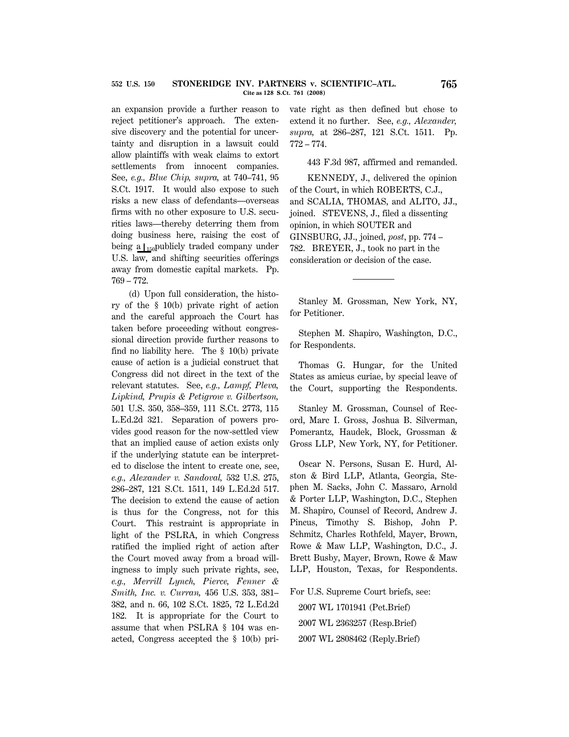an expansion provide a further reason to reject petitioner's approach. The extensive discovery and the potential for uncertainty and disruption in a lawsuit could allow plaintiffs with weak claims to extort settlements from innocent companies. See, *e.g., Blue Chip, supra,* at 740–741, 95 S.Ct. 1917. It would also expose to such risks a new class of defendants—overseas firms with no other exposure to U.S. securities laws—thereby deterring them from doing business here, raising the cost of being a ⊥150publicly traded company under U.S. law, and shifting securities offerings away from domestic capital markets. Pp. 769 – 772.

(d) Upon full consideration, the history of the § 10(b) private right of action and the careful approach the Court has taken before proceeding without congressional direction provide further reasons to find no liability here. The § 10(b) private cause of action is a judicial construct that Congress did not direct in the text of the relevant statutes. See, *e.g., Lampf, Pleva, Lipkind, Prupis & Petigrow v. Gilbertson,* 501 U.S. 350, 358–359, 111 S.Ct. 2773, 115 L.Ed.2d 321. Separation of powers provides good reason for the now-settled view that an implied cause of action exists only if the underlying statute can be interpreted to disclose the intent to create one, see, *e.g., Alexander v. Sandoval,* 532 U.S. 275, 286–287, 121 S.Ct. 1511, 149 L.Ed.2d 517. The decision to extend the cause of action is thus for the Congress, not for this Court. This restraint is appropriate in light of the PSLRA, in which Congress ratified the implied right of action after the Court moved away from a broad willingness to imply such private rights, see, *e.g., Merrill Lynch, Pierce, Fenner & Smith, Inc. v. Curran,* 456 U.S. 353, 381–382, and n. 66, 102 S.Ct. 1825, 72 L.Ed.2d 182. It is appropriate for the Court to assume that when PSLRA § 104 was enacted, Congress accepted the § 10(b) private right as then defined but chose to extend it no further. See, *e.g., Alexander, supra,* at 286–287, 121 S.Ct. 1511. Pp. 772 – 774.

443 F.3d 987, affirmed and remanded.

KENNEDY, J., delivered the opinion of the Court, in which ROBERTS, C.J., and SCALIA, THOMAS, and ALITO, JJ., joined. STEVENS, J., filed a dissenting opinion, in which SOUTER and GINSBURG, JJ., joined, *post*, pp. 774 – 782. BREYER, J., took no part in the consideration or decision of the case.

---

Stanley M. Grossman, New York, NY, for Petitioner.

Stephen M. Shapiro, Washington, D.C., for Respondents.

Thomas G. Hungar, for the United States as amicus curiae, by special leave of the Court, supporting the Respondents.

Stanley M. Grossman, Counsel of Record, Marc I. Gross, Joshua B. Silverman, Pomerantz, Haudek, Block, Grossman & Gross LLP, New York, NY, for Petitioner.

Oscar N. Persons, Susan E. Hurd, Alston & Bird LLP, Atlanta, Georgia, Stephen M. Sacks, John C. Massaro, Arnold & Porter LLP, Washington, D.C., Stephen M. Shapiro, Counsel of Record, Andrew J. Pincus, Timothy S. Bishop, John P. Schmitz, Charles Rothfeld, Mayer, Brown, Rowe & Maw LLP, Washington, D.C., J. Brett Busby, Mayer, Brown, Rowe & Maw LLP, Houston, Texas, for Respondents.

For U.S. Supreme Court briefs, see:

2007 WL 1701941 (Pet.Brief)

2007 WL 2363257 (Resp.Brief)

2007 WL 2808462 (Reply.Brief)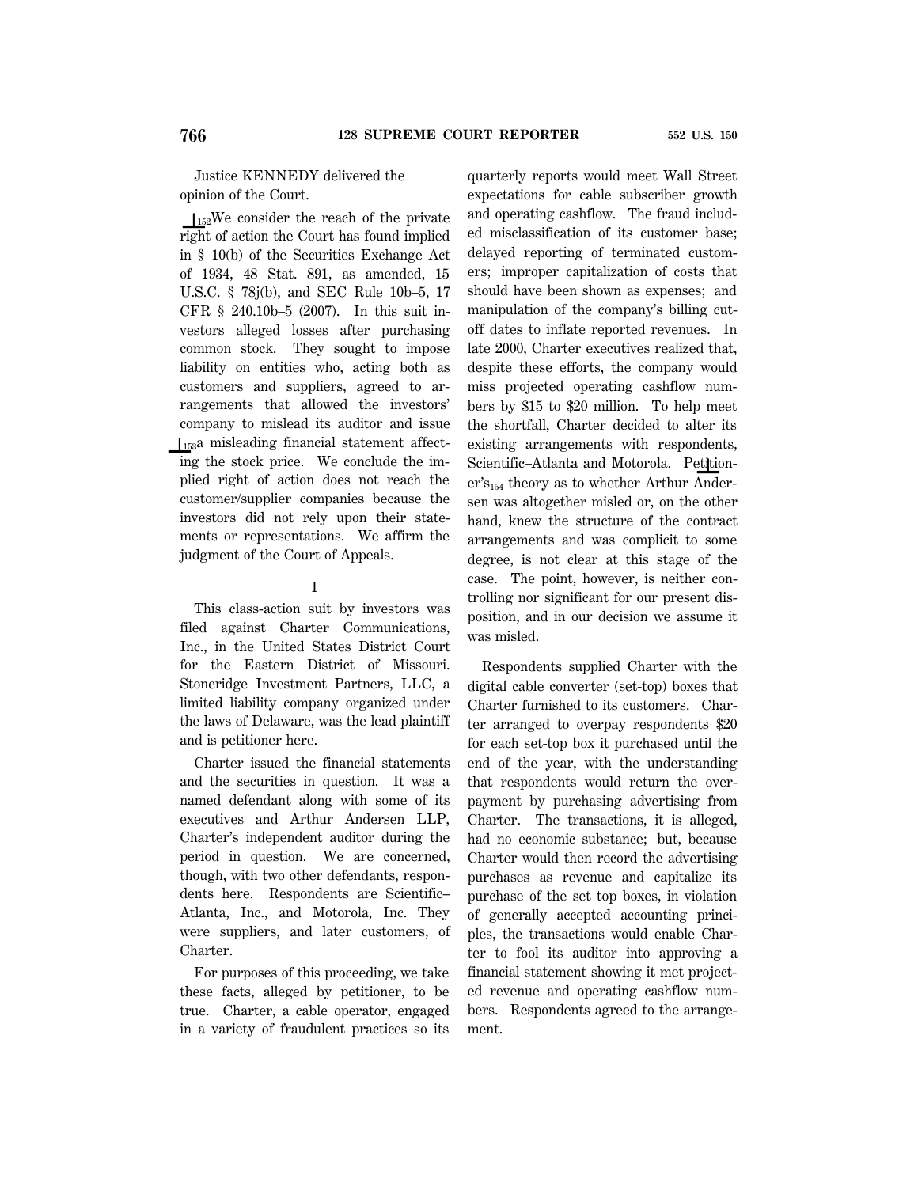Justice KENNEDY delivered the opinion of the Court.

⌊152We consider the reach of the private right of action the Court has found implied in § 10(b) of the Securities Exchange Act of 1934, 48 Stat. 891, as amended, 15 U.S.C. § 78j(b), and SEC Rule 10b–5, 17 CFR § 240.10b–5 (2007). In this suit investors alleged losses after purchasing common stock. They sought to impose liability on entities who, acting both as customers and suppliers, agreed to arrangements that allowed the investors' company to mislead its auditor and issue ⌊153a misleading financial statement affecting the stock price. We conclude the implied right of action does not reach the customer/supplier companies because the investors did not rely upon their statements or representations. We affirm the judgment of the Court of Appeals.

## I

This class-action suit by investors was filed against Charter Communications, Inc., in the United States District Court for the Eastern District of Missouri. Stoneridge Investment Partners, LLC, a limited liability company organized under the laws of Delaware, was the lead plaintiff and is petitioner here.

Charter issued the financial statements and the securities in question. It was a named defendant along with some of its executives and Arthur Andersen LLP, Charter's independent auditor during the period in question. We are concerned, though, with two other defendants, respondents here. Respondents are Scientific–Atlanta, Inc., and Motorola, Inc. They were suppliers, and later customers, of Charter.

For purposes of this proceeding, we take these facts, alleged by petitioner, to be true. Charter, a cable operator, engaged in a variety of fraudulent practices so its quarterly reports would meet Wall Street expectations for cable subscriber growth and operating cashflow. The fraud included misclassification of its customer base; delayed reporting of terminated customers; improper capitalization of costs that should have been shown as expenses; and manipulation of the company's billing cutoff dates to inflate reported revenues. In late 2000, Charter executives realized that, despite these efforts, the company would miss projected operating cashflow numbers by $15 to $20 million. To help meet the shortfall, Charter decided to alter its existing arrangements with respondents, Scientific–Atlanta and Motorola. Petitioner's⌊154 theory as to whether Arthur Andersen was altogether misled or, on the other hand, knew the structure of the contract arrangements and was complicit to some degree, is not clear at this stage of the case. The point, however, is neither controlling nor significant for our present disposition, and in our decision we assume it was misled.

Respondents supplied Charter with the digital cable converter (set-top) boxes that Charter furnished to its customers. Charter arranged to overpay respondents $20 for each set-top box it purchased until the end of the year, with the understanding that respondents would return the overpayment by purchasing advertising from Charter. The transactions, it is alleged, had no economic substance; but, because Charter would then record the advertising purchases as revenue and capitalize its purchase of the set top boxes, in violation of generally accepted accounting principles, the transactions would enable Charter to fool its auditor into approving a financial statement showing it met projected revenue and operating cashflow numbers. Respondents agreed to the arrangement.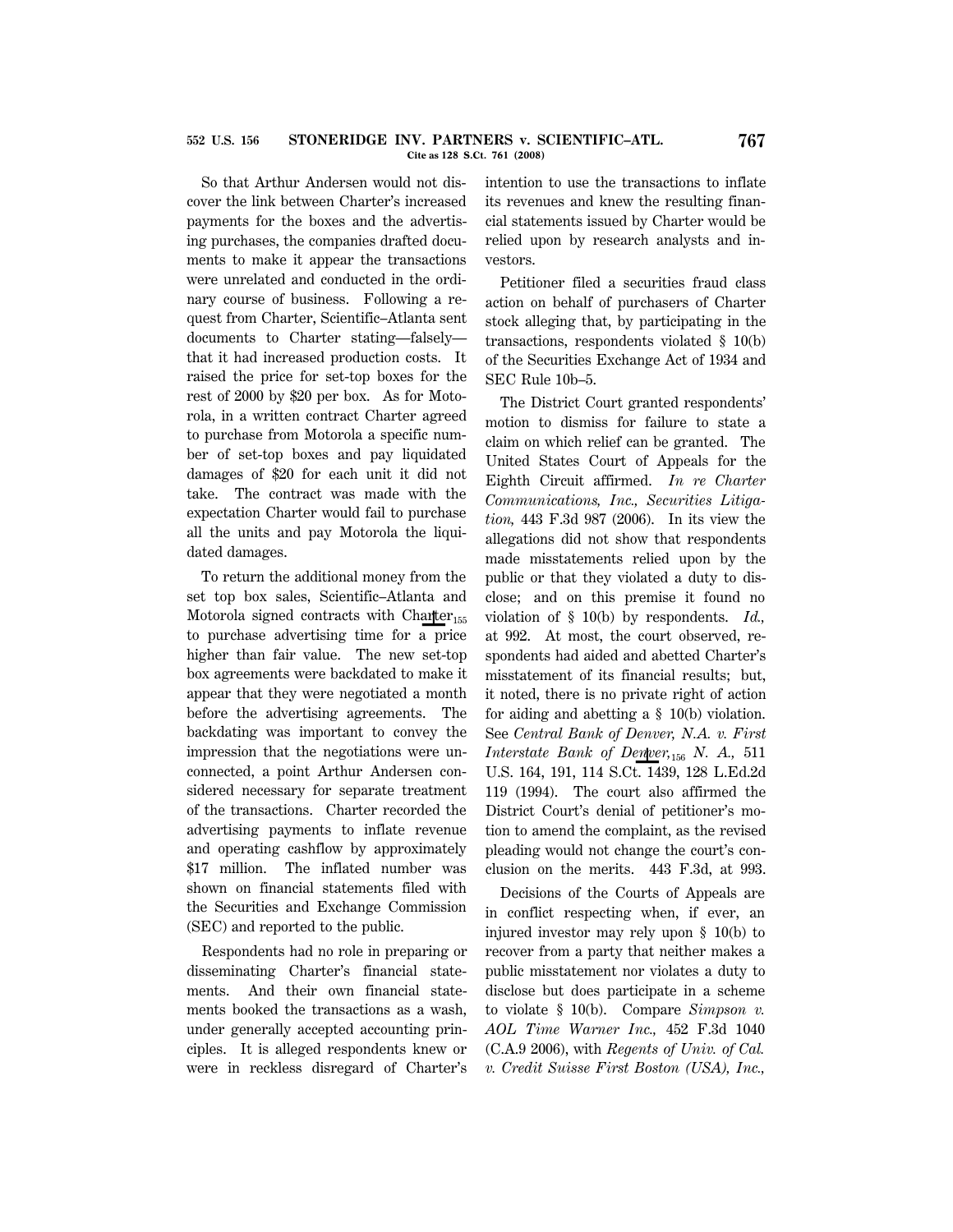So that Arthur Andersen would not discover the link between Charter's increased payments for the boxes and the advertising purchases, the companies drafted documents to make it appear the transactions were unrelated and conducted in the ordinary course of business. Following a request from Charter, Scientific–Atlanta sent documents to Charter stating—falsely—that it had increased production costs. It raised the price for set-top boxes for the rest of 2000 by $20 per box. As for Motorola, in a written contract Charter agreed to purchase from Motorola a specific number of set-top boxes and pay liquidated damages of $20 for each unit it did not take. The contract was made with the expectation Charter would fail to purchase all the units and pay Motorola the liquidated damages.

To return the additional money from the set top box sales, Scientific–Atlanta and Motorola signed contracts with Charter to purchase advertising time for a price higher than fair value. The new set-top box agreements were backdated to make it appear that they were negotiated a month before the advertising agreements. The backdating was important to convey the impression that the negotiations were unconnected, a point Arthur Andersen considered necessary for separate treatment of the transactions. Charter recorded the advertising payments to inflate revenue and operating cashflow by approximately $17 million. The inflated number was shown on financial statements filed with the Securities and Exchange Commission (SEC) and reported to the public.

Respondents had no role in preparing or disseminating Charter's financial statements. And their own financial statements booked the transactions as a wash, under generally accepted accounting principles. It is alleged respondents knew or were in reckless disregard of Charter's intention to use the transactions to inflate its revenues and knew the resulting financial statements issued by Charter would be relied upon by research analysts and investors.

Petitioner filed a securities fraud class action on behalf of purchasers of Charter stock alleging that, by participating in the transactions, respondents violated § 10(b) of the Securities Exchange Act of 1934 and SEC Rule 10b–5.

The District Court granted respondents' motion to dismiss for failure to state a claim on which relief can be granted. The United States Court of Appeals for the Eighth Circuit affirmed. *In re Charter Communications, Inc., Securities Litigation,* 443 F.3d 987 (2006). In its view the allegations did not show that respondents made misstatements relied upon by the public or that they violated a duty to disclose; and on this premise it found no violation of § 10(b) by respondents. *Id.,* at 992. At most, the court observed, respondents had aided and abetted Charter's misstatement of its financial results; but, it noted, there is no private right of action for aiding and abetting a § 10(b) violation. See *Central Bank of Denver, N.A. v. First Interstate Bank of Denver, N. A.,* 511 U.S. 164, 191, 114 S.Ct. 1439, 128 L.Ed.2d 119 (1994). The court also affirmed the District Court's denial of petitioner's motion to amend the complaint, as the revised pleading would not change the court's conclusion on the merits. 443 F.3d, at 993.

Decisions of the Courts of Appeals are in conflict respecting when, if ever, an injured investor may rely upon § 10(b) to recover from a party that neither makes a public misstatement nor violates a duty to disclose but does participate in a scheme to violate § 10(b). Compare *Simpson v. AOL Time Warner Inc.,* 452 F.3d 1040 (C.A.9 2006), with *Regents of Univ. of Cal. v. Credit Suisse First Boston (USA), Inc.,*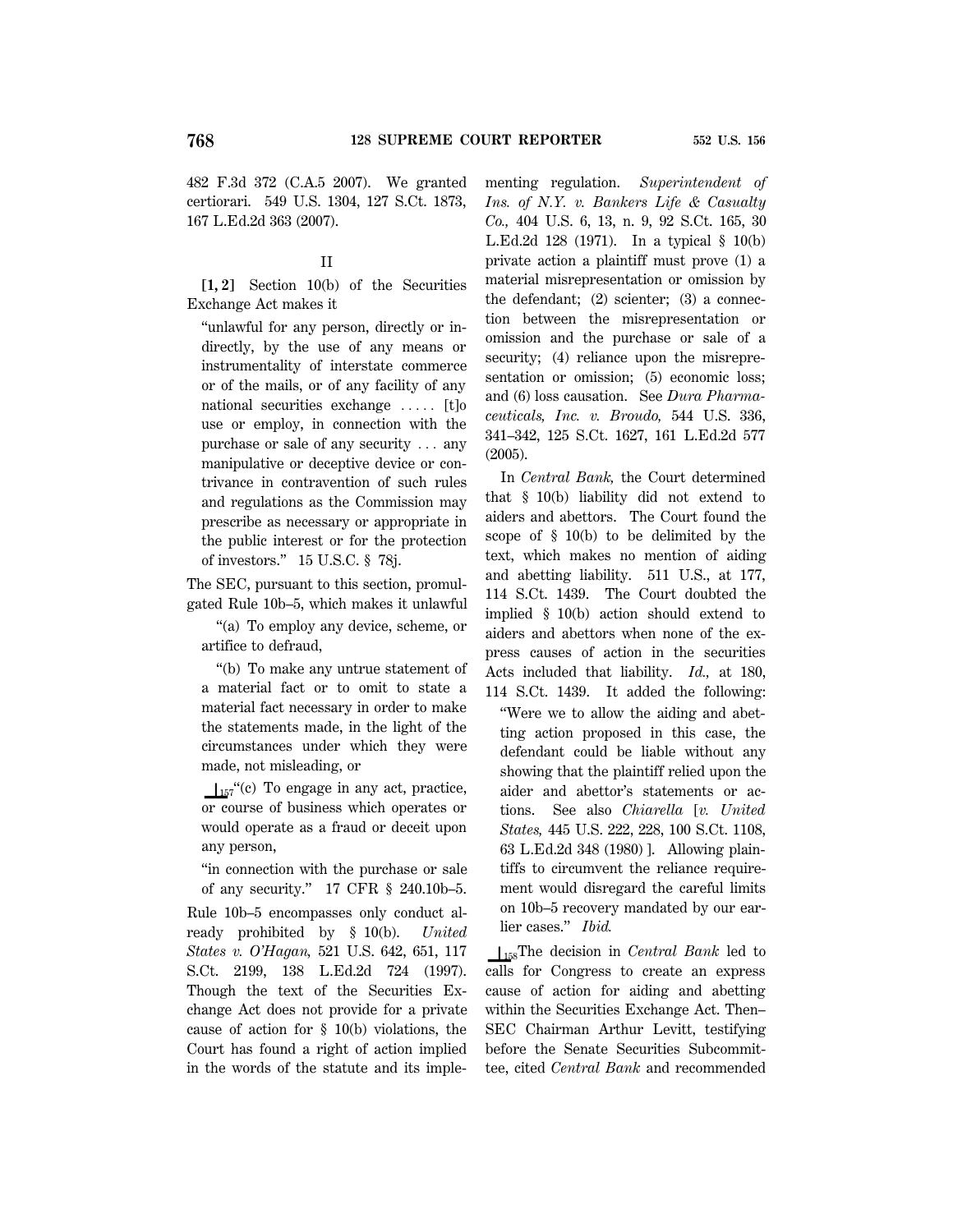482 F.3d 372 (C.A.5 2007). We granted certiorari. 549 U.S. 1304, 127 S.Ct. 1873, 167 L.Ed.2d 363 (2007).

## II

**[1, 2]** Section 10(b) of the Securities Exchange Act makes it

> "unlawful for any person, directly or indirectly, by the use of any means or instrumentality of interstate commerce or of the mails, or of any facility of any national securities exchange ..... [t]o use or employ, in connection with the purchase or sale of any security ... any manipulative or deceptive device or contrivance in contravention of such rules and regulations as the Commission may prescribe as necessary or appropriate in the public interest or for the protection of investors." 15 U.S.C. § 78j.

The SEC, pursuant to this section, promulgated Rule 10b–5, which makes it unlawful

> "(a) To employ any device, scheme, or artifice to defraud,
>
> "(b) To make any untrue statement of a material fact or to omit to state a material fact necessary in order to make the statements made, in the light of the circumstances under which they were made, not misleading, or
>
> [157]"(c) To engage in any act, practice, or course of business which operates or would operate as a fraud or deceit upon any person,
>
> "in connection with the purchase or sale of any security." 17 CFR § 240.10b–5.

Rule 10b–5 encompasses only conduct already prohibited by § 10(b). *United States v. O'Hagan,* 521 U.S. 642, 651, 117 S.Ct. 2199, 138 L.Ed.2d 724 (1997). Though the text of the Securities Exchange Act does not provide for a private cause of action for § 10(b) violations, the Court has found a right of action implied in the words of the statute and its implementing regulation. *Superintendent of Ins. of N.Y. v. Bankers Life & Casualty Co.,* 404 U.S. 6, 13, n. 9, 92 S.Ct. 165, 30 L.Ed.2d 128 (1971). In a typical § 10(b) private action a plaintiff must prove (1) a material misrepresentation or omission by the defendant; (2) scienter; (3) a connection between the misrepresentation or omission and the purchase or sale of a security; (4) reliance upon the misrepresentation or omission; (5) economic loss; and (6) loss causation. See *Dura Pharmaceuticals, Inc. v. Broudo,* 544 U.S. 336, 341–342, 125 S.Ct. 1627, 161 L.Ed.2d 577 (2005).

In *Central Bank,* the Court determined that § 10(b) liability did not extend to aiders and abettors. The Court found the scope of § 10(b) to be delimited by the text, which makes no mention of aiding and abetting liability. 511 U.S., at 177, 114 S.Ct. 1439. The Court doubted the implied § 10(b) action should extend to aiders and abettors when none of the express causes of action in the securities Acts included that liability. *Id.,* at 180, 114 S.Ct. 1439. It added the following:

> "Were we to allow the aiding and abetting action proposed in this case, the defendant could be liable without any showing that the plaintiff relied upon the aider and abettor's statements or actions. See also *Chiarella* [*v. United States,* 445 U.S. 222, 228, 100 S.Ct. 1108, 63 L.Ed.2d 348 (1980) ]. Allowing plaintiffs to circumvent the reliance requirement would disregard the careful limits on 10b–5 recovery mandated by our earlier cases." *Ibid.*

[158]The decision in *Central Bank* led to calls for Congress to create an express cause of action for aiding and abetting within the Securities Exchange Act. Then–SEC Chairman Arthur Levitt, testifying before the Senate Securities Subcommittee, cited *Central Bank* and recommended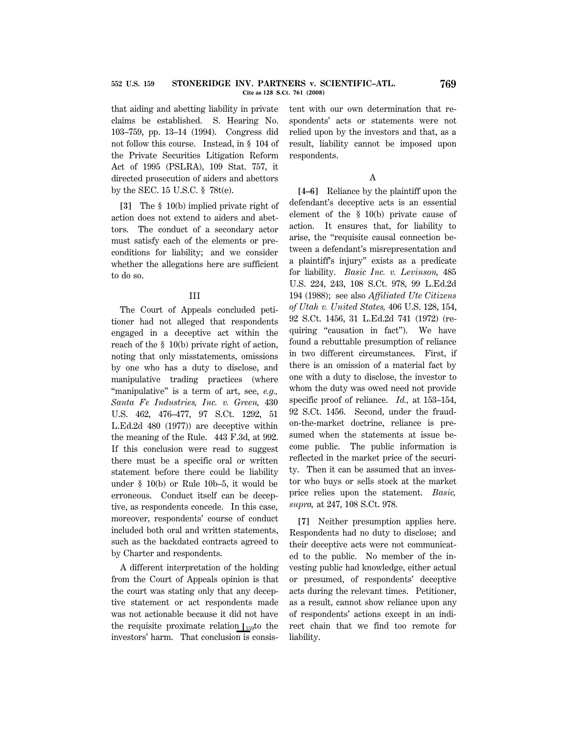that aiding and abetting liability in private claims be established. S. Hearing No. 103–759, pp. 13–14 (1994). Congress did not follow this course. Instead, in § 104 of the Private Securities Litigation Reform Act of 1995 (PSLRA), 109 Stat. 757, it directed prosecution of aiders and abettors by the SEC. 15 U.S.C. § 78t(e).

**[3]** The § 10(b) implied private right of action does not extend to aiders and abettors. The conduct of a secondary actor must satisfy each of the elements or preconditions for liability; and we consider whether the allegations here are sufficient to do so.

## III

The Court of Appeals concluded petitioner had not alleged that respondents engaged in a deceptive act within the reach of the § 10(b) private right of action, noting that only misstatements, omissions by one who has a duty to disclose, and manipulative trading practices (where "manipulative" is a term of art, see, *e.g., Santa Fe Industries, Inc. v. Green,* 430 U.S. 462, 476–477, 97 S.Ct. 1292, 51 L.Ed.2d 480 (1977)) are deceptive within the meaning of the Rule. 443 F.3d, at 992. If this conclusion were read to suggest there must be a specific oral or written statement before there could be liability under § 10(b) or Rule 10b–5, it would be erroneous. Conduct itself can be deceptive, as respondents concede. In this case, moreover, respondents' course of conduct included both oral and written statements, such as the backdated contracts agreed to by Charter and respondents.

A different interpretation of the holding from the Court of Appeals opinion is that the court was stating only that any deceptive statement or act respondents made was not actionable because it did not have the requisite proximate relation ⌊159 to the investors' harm. That conclusion is consistent with our own determination that respondents' acts or statements were not relied upon by the investors and that, as a result, liability cannot be imposed upon respondents.

### A

**[4–6]** Reliance by the plaintiff upon the defendant's deceptive acts is an essential element of the § 10(b) private cause of action. It ensures that, for liability to arise, the "requisite causal connection between a defendant's misrepresentation and a plaintiff's injury" exists as a predicate for liability. *Basic Inc. v. Levinson,* 485 U.S. 224, 243, 108 S.Ct. 978, 99 L.Ed.2d 194 (1988); see also *Affiliated Ute Citizens of Utah v. United States,* 406 U.S. 128, 154, 92 S.Ct. 1456, 31 L.Ed.2d 741 (1972) (requiring "causation in fact"). We have found a rebuttable presumption of reliance in two different circumstances. First, if there is an omission of a material fact by one with a duty to disclose, the investor to whom the duty was owed need not provide specific proof of reliance. *Id.,* at 153–154, 92 S.Ct. 1456. Second, under the fraud-on-the-market doctrine, reliance is presumed when the statements at issue become public. The public information is reflected in the market price of the security. Then it can be assumed that an investor who buys or sells stock at the market price relies upon the statement. *Basic, supra,* at 247, 108 S.Ct. 978.

**[7]** Neither presumption applies here. Respondents had no duty to disclose; and their deceptive acts were not communicated to the public. No member of the investing public had knowledge, either actual or presumed, of respondents' deceptive acts during the relevant times. Petitioner, as a result, cannot show reliance upon any of respondents' actions except in an indirect chain that we find too remote for liability.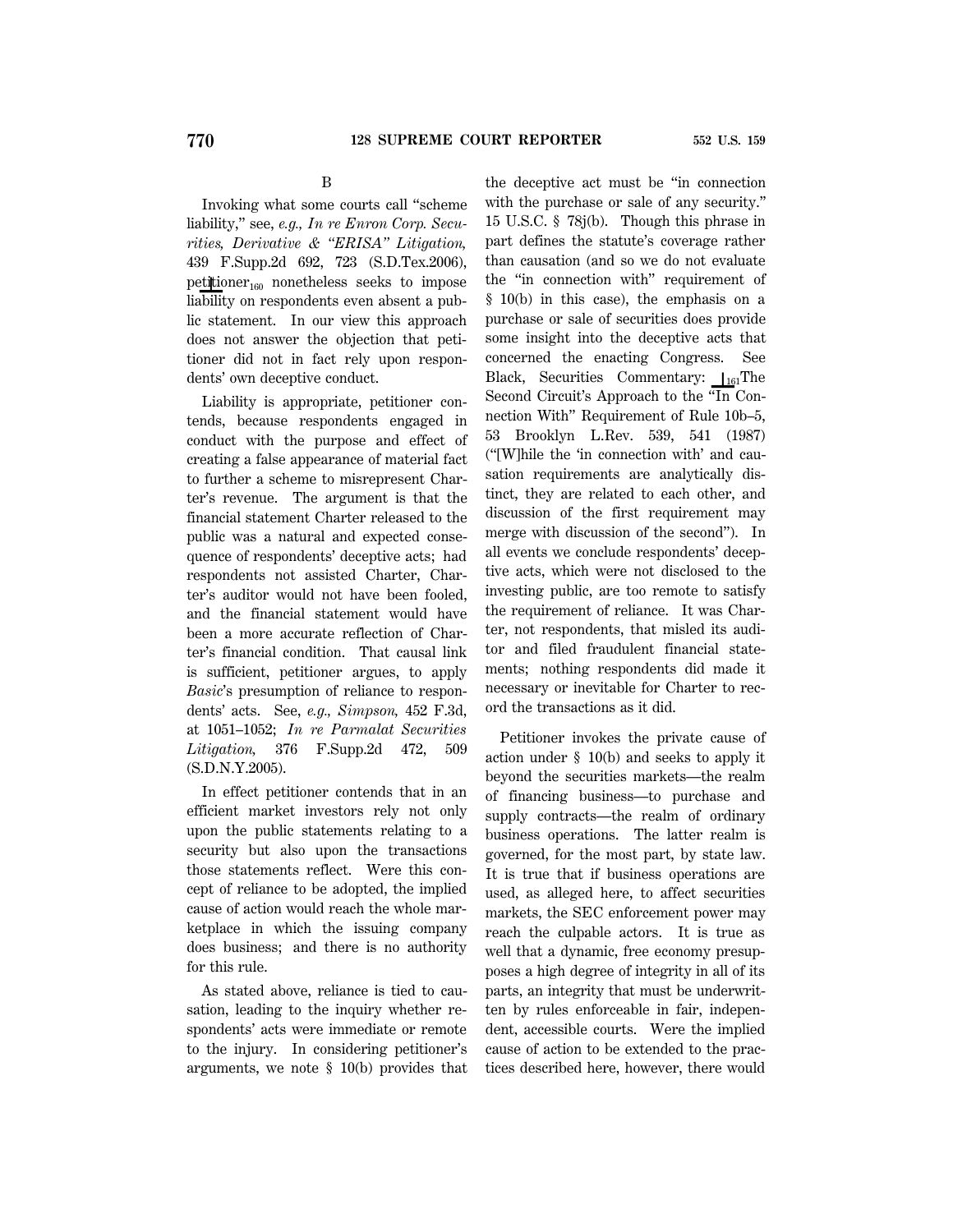B

Invoking what some courts call "scheme liability," see, *e.g., In re Enron Corp. Securities, Derivative & "ERISA" Litigation,* 439 F.Supp.2d 692, 723 (S.D.Tex.2006), petitioner nonetheless seeks to impose liability on respondents even absent a public statement. In our view this approach does not answer the objection that petitioner did not in fact rely upon respondents' own deceptive conduct.

Liability is appropriate, petitioner contends, because respondents engaged in conduct with the purpose and effect of creating a false appearance of material fact to further a scheme to misrepresent Charter's revenue. The argument is that the financial statement Charter released to the public was a natural and expected consequence of respondents' deceptive acts; had respondents not assisted Charter, Charter's auditor would not have been fooled, and the financial statement would have been a more accurate reflection of Charter's financial condition. That causal link is sufficient, petitioner argues, to apply *Basic*'s presumption of reliance to respondents' acts. See, *e.g., Simpson,* 452 F.3d, at 1051–1052; *In re Parmalat Securities Litigation,* 376 F.Supp.2d 472, 509 (S.D.N.Y.2005).

In effect petitioner contends that in an efficient market investors rely not only upon the public statements relating to a security but also upon the transactions those statements reflect. Were this concept of reliance to be adopted, the implied cause of action would reach the whole marketplace in which the issuing company does business; and there is no authority for this rule.

As stated above, reliance is tied to causation, leading to the inquiry whether respondents' acts were immediate or remote to the injury. In considering petitioner's arguments, we note § 10(b) provides that the deceptive act must be "in connection with the purchase or sale of any security." 15 U.S.C. § 78j(b). Though this phrase in part defines the statute's coverage rather than causation (and so we do not evaluate the "in connection with" requirement of § 10(b) in this case), the emphasis on a purchase or sale of securities does provide some insight into the deceptive acts that concerned the enacting Congress. See Black, Securities Commentary: The Second Circuit's Approach to the "In Connection With" Requirement of Rule 10b–5, 53 Brooklyn L.Rev. 539, 541 (1987) ("[W]hile the 'in connection with' and causation requirements are analytically distinct, they are related to each other, and discussion of the first requirement may merge with discussion of the second"). In all events we conclude respondents' deceptive acts, which were not disclosed to the investing public, are too remote to satisfy the requirement of reliance. It was Charter, not respondents, that misled its auditor and filed fraudulent financial statements; nothing respondents did made it necessary or inevitable for Charter to record the transactions as it did.

Petitioner invokes the private cause of action under § 10(b) and seeks to apply it beyond the securities markets—the realm of financing business—to purchase and supply contracts—the realm of ordinary business operations. The latter realm is governed, for the most part, by state law. It is true that if business operations are used, as alleged here, to affect securities markets, the SEC enforcement power may reach the culpable actors. It is true as well that a dynamic, free economy presupposes a high degree of integrity in all of its parts, an integrity that must be underwritten by rules enforceable in fair, independent, accessible courts. Were the implied cause of action to be extended to the practices described here, however, there would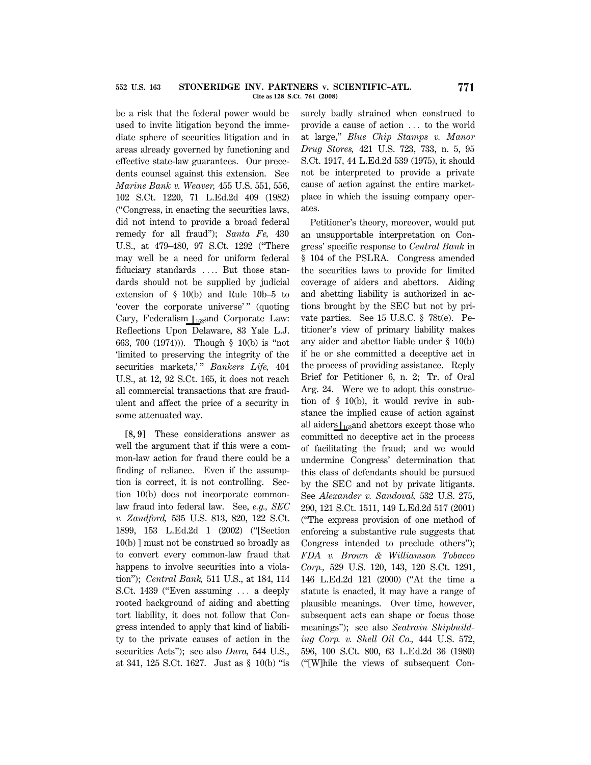be a risk that the federal power would be used to invite litigation beyond the immediate sphere of securities litigation and in areas already governed by functioning and effective state-law guarantees. Our precedents counsel against this extension. See *Marine Bank v. Weaver,* 455 U.S. 551, 556, 102 S.Ct. 1220, 71 L.Ed.2d 409 (1982) ("Congress, in enacting the securities laws, did not intend to provide a broad federal remedy for all fraud"); *Santa Fe,* 430 U.S., at 479–480, 97 S.Ct. 1292 ("There may well be a need for uniform federal fiduciary standards .... But those standards should not be supplied by judicial extension of § 10(b) and Rule 10b–5 to 'cover the corporate universe'" (quoting Cary, Federalism ⌊162 and Corporate Law: Reflections Upon Delaware, 83 Yale L.J. 663, 700 (1974))). Though § 10(b) is "not 'limited to preserving the integrity of the securities markets,'" *Bankers Life,* 404 U.S., at 12, 92 S.Ct. 165, it does not reach all commercial transactions that are fraudulent and affect the price of a security in some attenuated way.

**[8, 9]** These considerations answer as well the argument that if this were a common-law action for fraud there could be a finding of reliance. Even if the assumption is correct, it is not controlling. Section 10(b) does not incorporate common-law fraud into federal law. See, *e.g., SEC v. Zandford,* 535 U.S. 813, 820, 122 S.Ct. 1899, 153 L.Ed.2d 1 (2002) ("[Section 10(b) ] must not be construed so broadly as to convert every common-law fraud that happens to involve securities into a violation"); *Central Bank,* 511 U.S., at 184, 114 S.Ct. 1439 ("Even assuming ... a deeply rooted background of aiding and abetting tort liability, it does not follow that Congress intended to apply that kind of liability to the private causes of action in the securities Acts"); see also *Dura,* 544 U.S., at 341, 125 S.Ct. 1627. Just as § 10(b) "is surely badly strained when construed to provide a cause of action ... to the world at large," *Blue Chip Stamps v. Manor Drug Stores,* 421 U.S. 723, 733, n. 5, 95 S.Ct. 1917, 44 L.Ed.2d 539 (1975), it should not be interpreted to provide a private cause of action against the entire marketplace in which the issuing company operates.

Petitioner's theory, moreover, would put an unsupportable interpretation on Congress' specific response to *Central Bank* in § 104 of the PSLRA. Congress amended the securities laws to provide for limited coverage of aiders and abettors. Aiding and abetting liability is authorized in actions brought by the SEC but not by private parties. See 15 U.S.C. § 78t(e). Petitioner's view of primary liability makes any aider and abettor liable under § 10(b) if he or she committed a deceptive act in the process of providing assistance. Reply Brief for Petitioner 6, n. 2; Tr. of Oral Arg. 24. Were we to adopt this construction of § 10(b), it would revive in substance the implied cause of action against all aiders ⌊163 and abettors except those who committed no deceptive act in the process of facilitating the fraud; and we would undermine Congress' determination that this class of defendants should be pursued by the SEC and not by private litigants. See *Alexander v. Sandoval,* 532 U.S. 275, 290, 121 S.Ct. 1511, 149 L.Ed.2d 517 (2001) ("The express provision of one method of enforcing a substantive rule suggests that Congress intended to preclude others"); *FDA v. Brown & Williamson Tobacco Corp.,* 529 U.S. 120, 143, 120 S.Ct. 1291, 146 L.Ed.2d 121 (2000) ("At the time a statute is enacted, it may have a range of plausible meanings. Over time, however, subsequent acts can shape or focus those meanings"); see also *Seatrain Shipbuilding Corp. v. Shell Oil Co.,* 444 U.S. 572, 596, 100 S.Ct. 800, 63 L.Ed.2d 36 (1980) ("[W]hile the views of subsequent Con-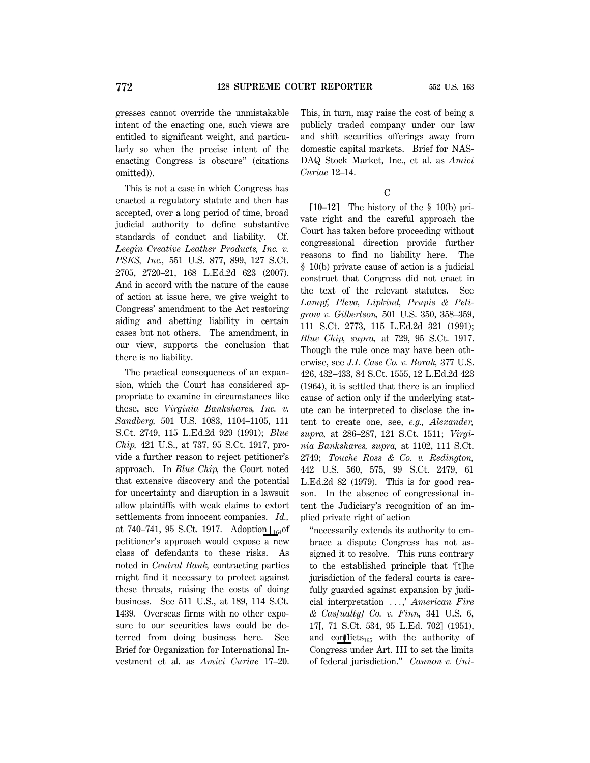gresses cannot override the unmistakable intent of the enacting one, such views are entitled to significant weight, and particularly so when the precise intent of the enacting Congress is obscure" (citations omitted)).

This is not a case in which Congress has enacted a regulatory statute and then has accepted, over a long period of time, broad judicial authority to define substantive standards of conduct and liability. Cf. *Leegin Creative Leather Products, Inc. v. PSKS, Inc.,* 551 U.S. 877, 899, 127 S.Ct. 2705, 2720–21, 168 L.Ed.2d 623 (2007). And in accord with the nature of the cause of action at issue here, we give weight to Congress' amendment to the Act restoring aiding and abetting liability in certain cases but not others. The amendment, in our view, supports the conclusion that there is no liability.

The practical consequences of an expansion, which the Court has considered appropriate to examine in circumstances like these, see *Virginia Bankshares, Inc. v. Sandberg,* 501 U.S. 1083, 1104–1105, 111 S.Ct. 2749, 115 L.Ed.2d 929 (1991); *Blue Chip,* 421 U.S., at 737, 95 S.Ct. 1917, provide a further reason to reject petitioner's approach. In *Blue Chip,* the Court noted that extensive discovery and the potential for uncertainty and disruption in a lawsuit allow plaintiffs with weak claims to extort settlements from innocent companies. *Id.,* at 740–741, 95 S.Ct. 1917. Adoption of petitioner's approach would expose a new class of defendants to these risks. As noted in *Central Bank,* contracting parties might find it necessary to protect against these threats, raising the costs of doing business. See 511 U.S., at 189, 114 S.Ct. 1439. Overseas firms with no other exposure to our securities laws could be deterred from doing business here. See Brief for Organization for International Investment et al. as *Amici Curiae* 17–20. This, in turn, may raise the cost of being a publicly traded company under our law and shift securities offerings away from domestic capital markets. Brief for NASDAQ Stock Market, Inc., et al. as *Amici Curiae* 12–14.

C

**[10–12]** The history of the § 10(b) private right and the careful approach the Court has taken before proceeding without congressional direction provide further reasons to find no liability here. The § 10(b) private cause of action is a judicial construct that Congress did not enact in the text of the relevant statutes. See *Lampf, Pleva, Lipkind, Prupis & Petigrow v. Gilbertson,* 501 U.S. 350, 358–359, 111 S.Ct. 2773, 115 L.Ed.2d 321 (1991); *Blue Chip, supra,* at 729, 95 S.Ct. 1917. Though the rule once may have been otherwise, see *J.I. Case Co. v. Borak,* 377 U.S. 426, 432–433, 84 S.Ct. 1555, 12 L.Ed.2d 423 (1964), it is settled that there is an implied cause of action only if the underlying statute can be interpreted to disclose the intent to create one, see, *e.g., Alexander, supra,* at 286–287, 121 S.Ct. 1511; *Virginia Bankshares, supra,* at 1102, 111 S.Ct. 2749; *Touche Ross & Co. v. Redington,* 442 U.S. 560, 575, 99 S.Ct. 2479, 61 L.Ed.2d 82 (1979). This is for good reason. In the absence of congressional intent the Judiciary's recognition of an implied private right of action

> "necessarily extends its authority to embrace a dispute Congress has not assigned it to resolve. This runs contrary to the established principle that '[t]he jurisdiction of the federal courts is carefully guarded against expansion by judicial interpretation ...,' *American Fire & Cas[ualty] Co. v. Finn,* 341 U.S. 6, 17[, 71 S.Ct. 534, 95 L.Ed. 702] (1951), and conflicts with the authority of Congress under Art. III to set the limits of federal jurisdiction." *Cannon v. Uni-*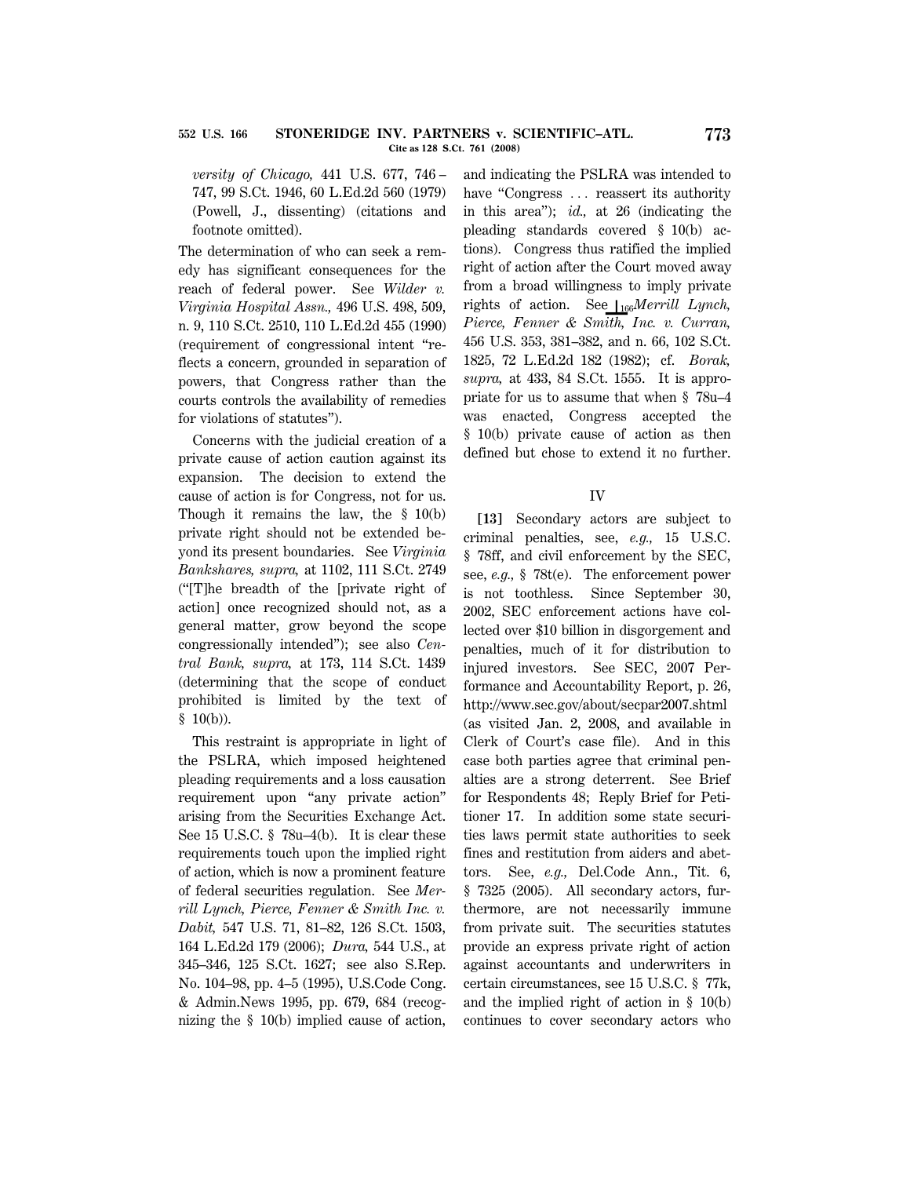*versity of Chicago,* 441 U.S. 677, 746–747, 99 S.Ct. 1946, 60 L.Ed.2d 560 (1979) (Powell, J., dissenting) (citations and footnote omitted).

The determination of who can seek a remedy has significant consequences for the reach of federal power. See *Wilder v. Virginia Hospital Assn.,* 496 U.S. 498, 509, n. 9, 110 S.Ct. 2510, 110 L.Ed.2d 455 (1990) (requirement of congressional intent "reflects a concern, grounded in separation of powers, that Congress rather than the courts controls the availability of remedies for violations of statutes").

Concerns with the judicial creation of a private cause of action caution against its expansion. The decision to extend the cause of action is for Congress, not for us. Though it remains the law, the § 10(b) private right should not be extended beyond its present boundaries. See *Virginia Bankshares, supra,* at 1102, 111 S.Ct. 2749 ("[T]he breadth of the [private right of action] once recognized should not, as a general matter, grow beyond the scope congressionally intended"); see also *Central Bank, supra,* at 173, 114 S.Ct. 1439 (determining that the scope of conduct prohibited is limited by the text of § 10(b)).

This restraint is appropriate in light of the PSLRA, which imposed heightened pleading requirements and a loss causation requirement upon "any private action" arising from the Securities Exchange Act. See 15 U.S.C. § 78u–4(b). It is clear these requirements touch upon the implied right of action, which is now a prominent feature of federal securities regulation. See *Merrill Lynch, Pierce, Fenner & Smith Inc. v. Dabit,* 547 U.S. 71, 81–82, 126 S.Ct. 1503, 164 L.Ed.2d 179 (2006); *Dura,* 544 U.S., at 345–346, 125 S.Ct. 1627; see also S.Rep. No. 104–98, pp. 4–5 (1995), U.S.Code Cong. & Admin.News 1995, pp. 679, 684 (recognizing the § 10(b) implied cause of action, and indicating the PSLRA was intended to have "Congress ... reassert its authority in this area"); *id.,* at 26 (indicating the pleading standards covered § 10(b) actions). Congress thus ratified the implied right of action after the Court moved away from a broad willingness to imply private rights of action. See ⌊166 *Merrill Lynch, Pierce, Fenner & Smith, Inc. v. Curran,* 456 U.S. 353, 381–382, and n. 66, 102 S.Ct. 1825, 72 L.Ed.2d 182 (1982); cf. *Borak, supra,* at 433, 84 S.Ct. 1555. It is appropriate for us to assume that when § 78u–4 was enacted, Congress accepted the § 10(b) private cause of action as then defined but chose to extend it no further.

## IV

**[13]** Secondary actors are subject to criminal penalties, see, *e.g.,* 15 U.S.C. § 78ff, and civil enforcement by the SEC, see, *e.g.,* § 78t(e). The enforcement power is not toothless. Since September 30, 2002, SEC enforcement actions have collected over $10 billion in disgorgement and penalties, much of it for distribution to injured investors. See SEC, 2007 Performance and Accountability Report, p. 26, http://www.sec.gov/about/secpar2007.shtml (as visited Jan. 2, 2008, and available in Clerk of Court's case file). And in this case both parties agree that criminal penalties are a strong deterrent. See Brief for Respondents 48; Reply Brief for Petitioner 17. In addition some state securities laws permit state authorities to seek fines and restitution from aiders and abettors. See, *e.g.,* Del.Code Ann., Tit. 6, § 7325 (2005). All secondary actors, furthermore, are not necessarily immune from private suit. The securities statutes provide an express private right of action against accountants and underwriters in certain circumstances, see 15 U.S.C. § 77k, and the implied right of action in § 10(b) continues to cover secondary actors who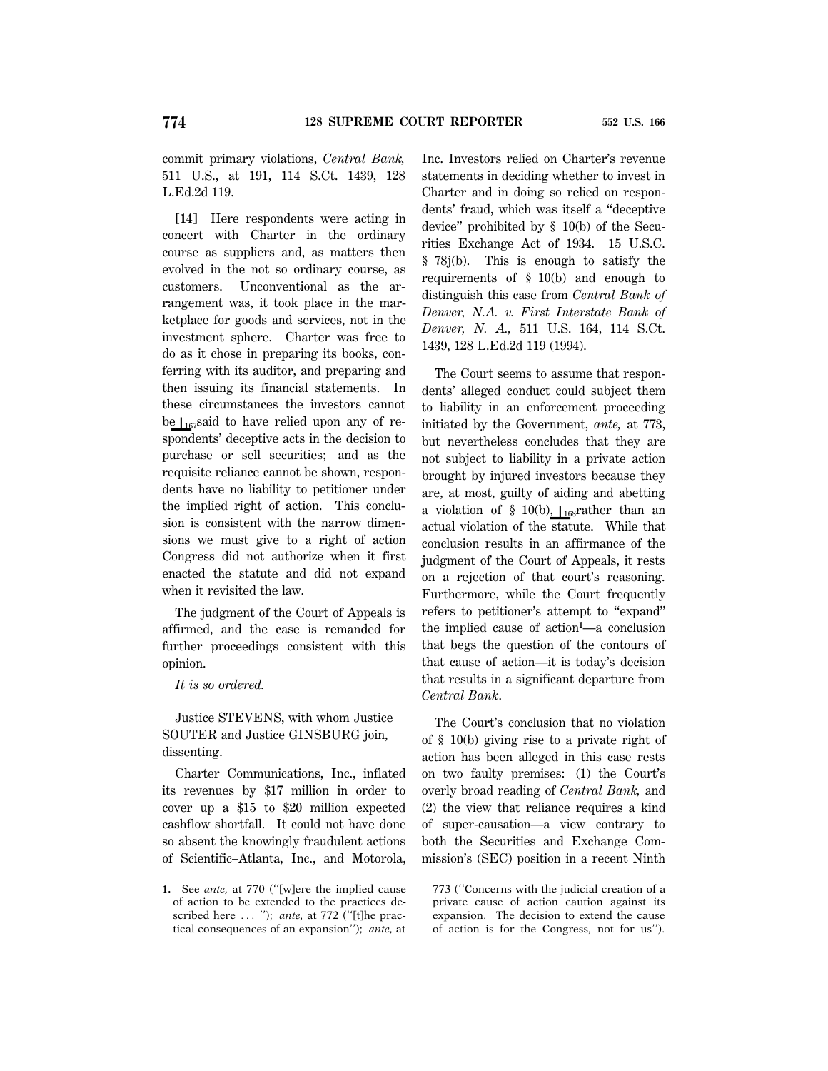commit primary violations, *Central Bank,* 511 U.S., at 191, 114 S.Ct. 1439, 128 L.Ed.2d 119.

**[14]** Here respondents were acting in concert with Charter in the ordinary course as suppliers and, as matters then evolved in the not so ordinary course, as customers. Unconventional as the arrangement was, it took place in the marketplace for goods and services, not in the investment sphere. Charter was free to do as it chose in preparing its books, conferring with its auditor, and preparing and then issuing its financial statements. In these circumstances the investors cannot be ⌊167said to have relied upon any of respondents' deceptive acts in the decision to purchase or sell securities; and as the requisite reliance cannot be shown, respondents have no liability to petitioner under the implied right of action. This conclusion is consistent with the narrow dimensions we must give to a right of action Congress did not authorize when it first enacted the statute and did not expand when it revisited the law.

The judgment of the Court of Appeals is affirmed, and the case is remanded for further proceedings consistent with this opinion.

*It is so ordered.*

Justice STEVENS, with whom Justice SOUTER and Justice GINSBURG join, dissenting.

Charter Communications, Inc., inflated its revenues by $17 million in order to cover up a $15 to $20 million expected cashflow shortfall. It could not have done so absent the knowingly fraudulent actions of Scientific–Atlanta, Inc., and Motorola, Inc. Investors relied on Charter's revenue statements in deciding whether to invest in Charter and in doing so relied on respondents' fraud, which was itself a "deceptive device" prohibited by § 10(b) of the Securities Exchange Act of 1934. 15 U.S.C. § 78j(b). This is enough to satisfy the requirements of § 10(b) and enough to distinguish this case from *Central Bank of Denver, N.A. v. First Interstate Bank of Denver, N. A.,* 511 U.S. 164, 114 S.Ct. 1439, 128 L.Ed.2d 119 (1994).

The Court seems to assume that respondents' alleged conduct could subject them to liability in an enforcement proceeding initiated by the Government, *ante,* at 773, but nevertheless concludes that they are not subject to liability in a private action brought by injured investors because they are, at most, guilty of aiding and abetting a violation of § 10(b), ⌊168rather than an actual violation of the statute. While that conclusion results in an affirmance of the judgment of the Court of Appeals, it rests on a rejection of that court's reasoning. Furthermore, while the Court frequently refers to petitioner's attempt to "expand" the implied cause of action[1]—a conclusion that begs the question of the contours of that cause of action—it is today's decision that results in a significant departure from *Central Bank*.

The Court's conclusion that no violation of § 10(b) giving rise to a private right of action has been alleged in this case rests on two faulty premises: (1) the Court's overly broad reading of *Central Bank,* and (2) the view that reliance requires a kind of super-causation—a view contrary to both the Securities and Exchange Commission's (SEC) position in a recent Ninth

---

1. See *ante,* at 770 ("[w]ere the implied cause of action to be extended to the practices described here . . . "); *ante,* at 772 ("[t]he practical consequences of an expansion"); *ante,* at 773 ("Concerns with the judicial creation of a private cause of action caution against its expansion. The decision to extend the cause of action is for the Congress, not for us").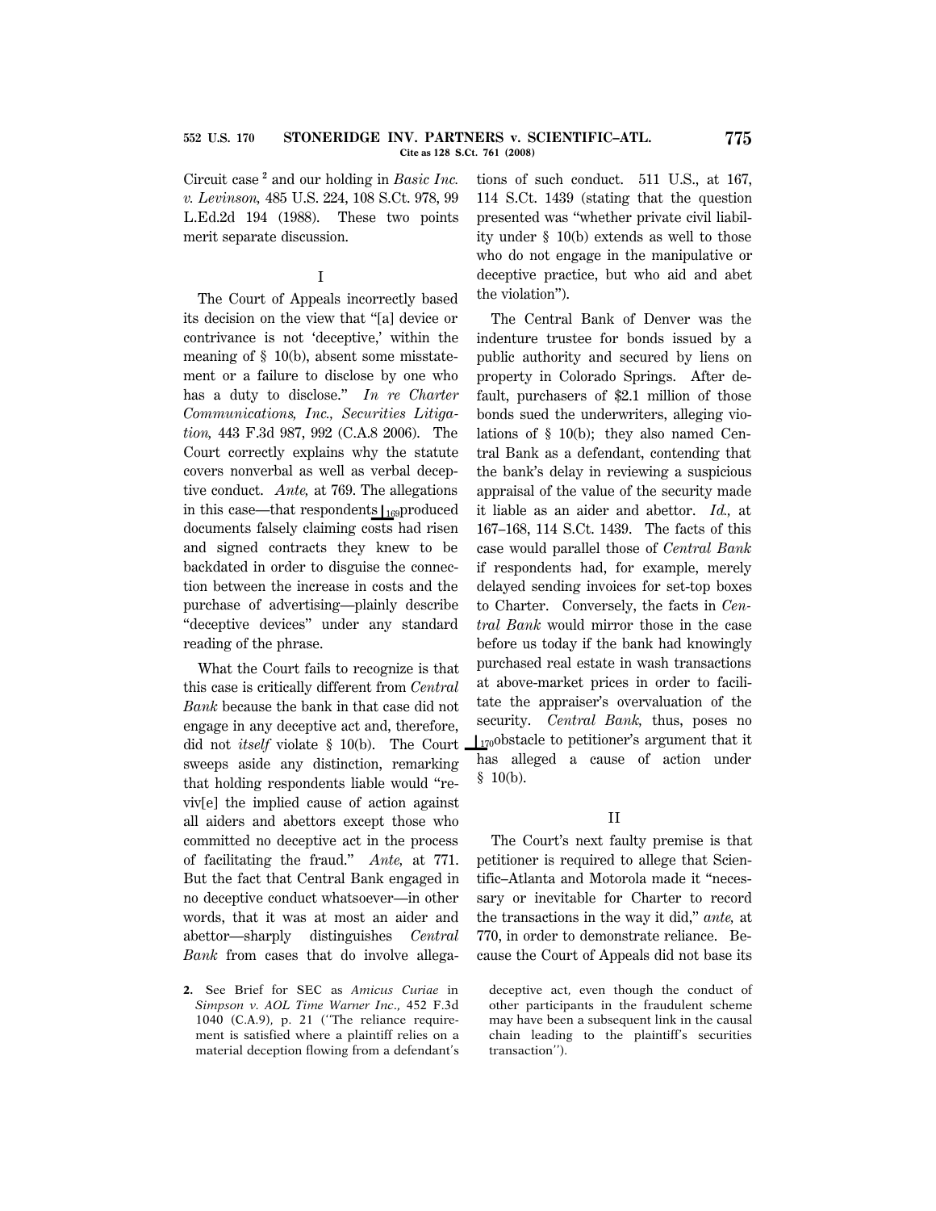Circuit case[2] and our holding in *Basic Inc. v. Levinson,* 485 U.S. 224, 108 S.Ct. 978, 99 L.Ed.2d 194 (1988). These two points merit separate discussion.

I

The Court of Appeals incorrectly based its decision on the view that "[a] device or contrivance is not 'deceptive,' within the meaning of § 10(b), absent some misstatement or a failure to disclose by one who has a duty to disclose." *In re Charter Communications, Inc., Securities Litigation,* 443 F.3d 987, 992 (C.A.8 2006). The Court correctly explains why the statute covers nonverbal as well as verbal deceptive conduct. *Ante,* at 769. The allegations in this case—that respondents produced documents falsely claiming costs had risen and signed contracts they knew to be backdated in order to disguise the connection between the increase in costs and the purchase of advertising—plainly describe "deceptive devices" under any standard reading of the phrase.

What the Court fails to recognize is that this case is critically different from *Central Bank* because the bank in that case did not engage in any deceptive act and, therefore, did not *itself* violate § 10(b). The Court sweeps aside any distinction, remarking that holding respondents liable would "reviv[e] the implied cause of action against all aiders and abettors except those who committed no deceptive act in the process of facilitating the fraud." *Ante,* at 771. But the fact that Central Bank engaged in no deceptive conduct whatsoever—in other words, that it was at most an aider and abettor—sharply distinguishes *Central Bank* from cases that do involve allegations of such conduct. 511 U.S., at 167, 114 S.Ct. 1439 (stating that the question presented was "whether private civil liability under § 10(b) extends as well to those who do not engage in the manipulative or deceptive practice, but who aid and abet the violation").

The Central Bank of Denver was the indenture trustee for bonds issued by a public authority and secured by liens on property in Colorado Springs. After default, purchasers of $2.1 million of those bonds sued the underwriters, alleging violations of § 10(b); they also named Central Bank as a defendant, contending that the bank's delay in reviewing a suspicious appraisal of the value of the security made it liable as an aider and abettor. *Id.,* at 167–168, 114 S.Ct. 1439. The facts of this case would parallel those of *Central Bank* if respondents had, for example, merely delayed sending invoices for set-top boxes to Charter. Conversely, the facts in *Central Bank* would mirror those in the case before us today if the bank had knowingly purchased real estate in wash transactions at above-market prices in order to facilitate the appraiser's overvaluation of the security. *Central Bank,* thus, poses no obstacle to petitioner's argument that it has alleged a cause of action under § 10(b).

II

The Court's next faulty premise is that petitioner is required to allege that Scientific–Atlanta and Motorola made it "necessary or inevitable for Charter to record the transactions in the way it did," *ante,* at 770, in order to demonstrate reliance. Because the Court of Appeals did not base its

2. See Brief for SEC as *Amicus Curiae* in *Simpson v. AOL Time Warner Inc.,* 452 F.3d 1040 (C.A.9), p. 21 ("The reliance requirement is satisfied where a plaintiff relies on a material deception flowing from a defendant's deceptive act, even though the conduct of other participants in the fraudulent scheme may have been a subsequent link in the causal chain leading to the plaintiff's securities transaction").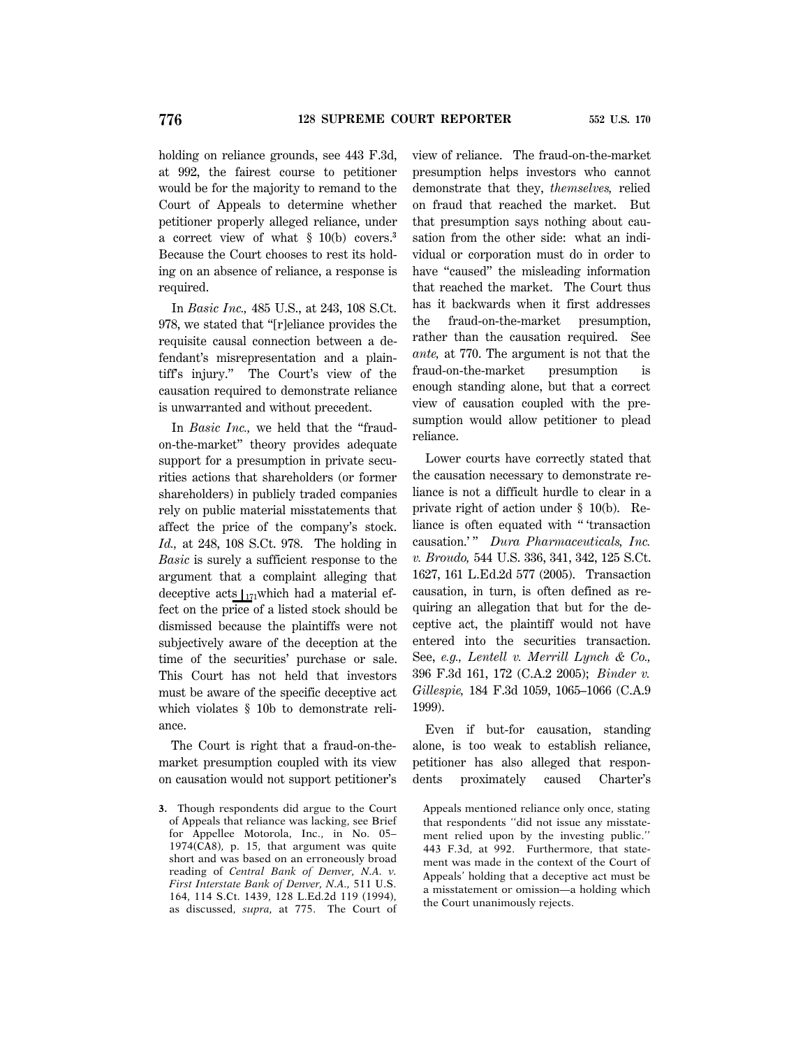holding on reliance grounds, see 443 F.3d, at 992, the fairest course to petitioner would be for the majority to remand to the Court of Appeals to determine whether petitioner properly alleged reliance, under a correct view of what § 10(b) covers.[3] Because the Court chooses to rest its holding on an absence of reliance, a response is required.

In *Basic Inc.,* 485 U.S., at 243, 108 S.Ct. 978, we stated that "[r]eliance provides the requisite causal connection between a defendant's misrepresentation and a plaintiff's injury." The Court's view of the causation required to demonstrate reliance is unwarranted and without precedent.

In *Basic Inc.,* we held that the "fraud-on-the-market" theory provides adequate support for a presumption in private securities actions that shareholders (or former shareholders) in publicly traded companies rely on public material misstatements that affect the price of the company's stock. *Id.,* at 248, 108 S.Ct. 978. The holding in *Basic* is surely a sufficient response to the argument that a complaint alleging that deceptive acts ⌊171 which had a material effect on the price of a listed stock should be dismissed because the plaintiffs were not subjectively aware of the deception at the time of the securities' purchase or sale. This Court has not held that investors must be aware of the specific deceptive act which violates § 10b to demonstrate reliance.

The Court is right that a fraud-on-the-market presumption coupled with its view on causation would not support petitioner's view of reliance. The fraud-on-the-market presumption helps investors who cannot demonstrate that they, *themselves,* relied on fraud that reached the market. But that presumption says nothing about causation from the other side: what an individual or corporation must do in order to have "caused" the misleading information that reached the market. The Court thus has it backwards when it first addresses the fraud-on-the-market presumption, rather than the causation required. See *ante,* at 770. The argument is not that the fraud-on-the-market presumption is enough standing alone, but that a correct view of causation coupled with the presumption would allow petitioner to plead reliance.

Lower courts have correctly stated that the causation necessary to demonstrate reliance is not a difficult hurdle to clear in a private right of action under § 10(b). Reliance is often equated with " 'transaction causation.' " *Dura Pharmaceuticals, Inc. v. Broudo,* 544 U.S. 336, 341, 342, 125 S.Ct. 1627, 161 L.Ed.2d 577 (2005). Transaction causation, in turn, is often defined as requiring an allegation that but for the deceptive act, the plaintiff would not have entered into the securities transaction. See, *e.g., Lentell v. Merrill Lynch & Co.,* 396 F.3d 161, 172 (C.A.2 2005); *Binder v. Gillespie,* 184 F.3d 1059, 1065–1066 (C.A.9 1999).

Even if but-for causation, standing alone, is too weak to establish reliance, petitioner has also alleged that respondents proximately caused Charter's

---

3. Though respondents did argue to the Court of Appeals that reliance was lacking, see Brief for Appellee Motorola, Inc., in No. 05–1974(CA8), p. 15, that argument was quite short and was based on an erroneously broad reading of *Central Bank of Denver, N.A. v. First Interstate Bank of Denver, N.A.,* 511 U.S. 164, 114 S.Ct. 1439, 128 L.Ed.2d 119 (1994), as discussed, *supra,* at 775. The Court of Appeals mentioned reliance only once, stating that respondents "did not issue any misstatement relied upon by the investing public." 443 F.3d, at 992. Furthermore, that statement was made in the context of the Court of Appeals' holding that a deceptive act must be a misstatement or omission—a holding which the Court unanimously rejects.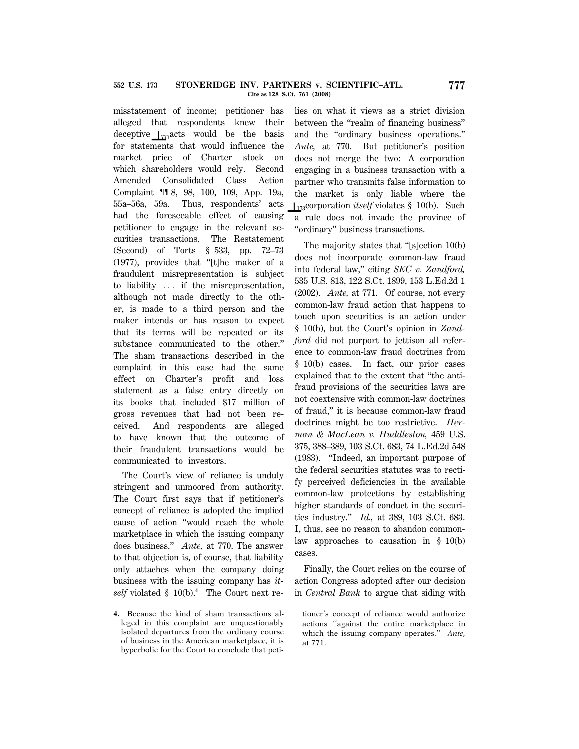misstatement of income; petitioner has alleged that respondents knew their deceptive ⌊777acts would be the basis for statements that would influence the market price of Charter stock on which shareholders would rely. Second Amended Consolidated Class Action Complaint ¶¶ 8, 98, 100, 109, App. 19a, 55a–56a, 59a. Thus, respondents' acts had the foreseeable effect of causing petitioner to engage in the relevant securities transactions. The Restatement (Second) of Torts § 533, pp. 72–73 (1977), provides that "[t]he maker of a fraudulent misrepresentation is subject to liability ... if the misrepresentation, although not made directly to the other, is made to a third person and the maker intends or has reason to expect that its terms will be repeated or its substance communicated to the other." The sham transactions described in the complaint in this case had the same effect on Charter's profit and loss statement as a false entry directly on its books that included $17 million of gross revenues that had not been received. And respondents are alleged to have known that the outcome of their fraudulent transactions would be communicated to investors.

The Court's view of reliance is unduly stringent and unmoored from authority. The Court first says that if petitioner's concept of reliance is adopted the implied cause of action "would reach the whole marketplace in which the issuing company does business." *Ante,* at 770. The answer to that objection is, of course, that liability only attaches when the company doing business with the issuing company has *itself* violated § 10(b).[4] The Court next relies on what it views as a strict division between the "realm of financing business" and the "ordinary business operations." *Ante,* at 770. But petitioner's position does not merge the two: A corporation engaging in a business transaction with a partner who transmits false information to the market is only liable where the ⌊173corporation *itself* violates § 10(b). Such a rule does not invade the province of "ordinary" business transactions.

The majority states that "[s]ection 10(b) does not incorporate common-law fraud into federal law," citing *SEC v. Zandford,* 535 U.S. 813, 122 S.Ct. 1899, 153 L.Ed.2d 1 (2002). *Ante,* at 771. Of course, not every common-law fraud action that happens to touch upon securities is an action under § 10(b), but the Court's opinion in *Zandford* did not purport to jettison all reference to common-law fraud doctrines from § 10(b) cases. In fact, our prior cases explained that to the extent that "the antifraud provisions of the securities laws are not coextensive with common-law doctrines of fraud," it is because common-law fraud doctrines might be too restrictive. *Herman & MacLean v. Huddleston,* 459 U.S. 375, 388–389, 103 S.Ct. 683, 74 L.Ed.2d 548 (1983). "Indeed, an important purpose of the federal securities statutes was to rectify perceived deficiencies in the available common-law protections by establishing higher standards of conduct in the securities industry." *Id.,* at 389, 103 S.Ct. 683. I, thus, see no reason to abandon common-law approaches to causation in § 10(b) cases.

Finally, the Court relies on the course of action Congress adopted after our decision in *Central Bank* to argue that siding with

4. Because the kind of sham transactions alleged in this complaint are unquestionably isolated departures from the ordinary course of business in the American marketplace, it is hyperbolic for the Court to conclude that petitioner's concept of reliance would authorize actions "against the entire marketplace in which the issuing company operates." *Ante,* at 771.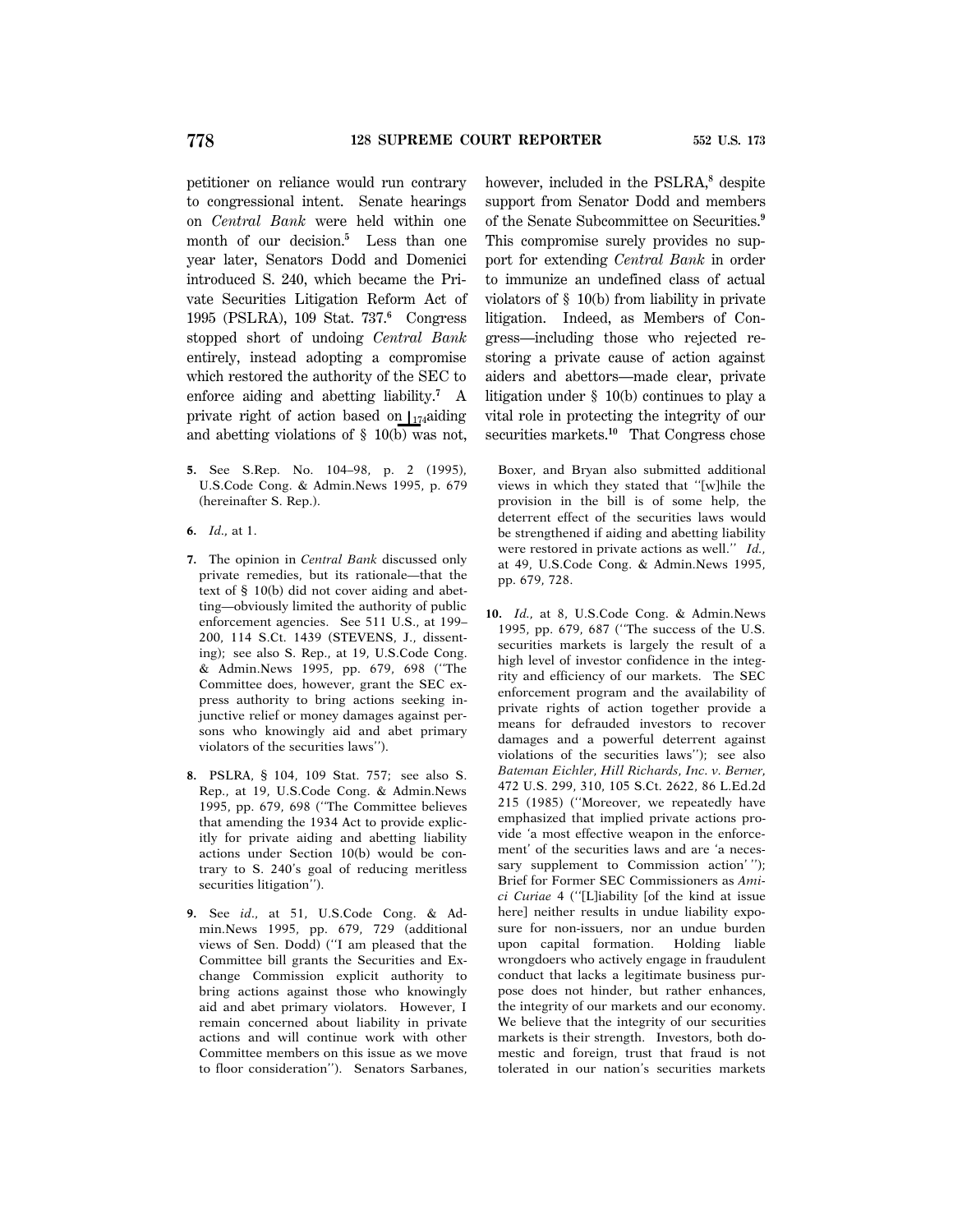petitioner on reliance would run contrary to congressional intent. Senate hearings on *Central Bank* were held within one month of our decision.[5] Less than one year later, Senators Dodd and Domenici introduced S. 240, which became the Private Securities Litigation Reform Act of 1995 (PSLRA), 109 Stat. 737.[6] Congress stopped short of undoing *Central Bank* entirely, instead adopting a compromise which restored the authority of the SEC to enforce aiding and abetting liability.[7] A private right of action based on ⌊174aiding and abetting violations of § 10(b) was not, however, included in the PSLRA,[8] despite support from Senator Dodd and members of the Senate Subcommittee on Securities.[9] This compromise surely provides no support for extending *Central Bank* in order to immunize an undefined class of actual violators of § 10(b) from liability in private litigation. Indeed, as Members of Congress—including those who rejected restoring a private cause of action against aiders and abettors—made clear, private litigation under § 10(b) continues to play a vital role in protecting the integrity of our securities markets.[10] That Congress chose

---

**5.** See S.Rep. No. 104–98, p. 2 (1995), U.S.Code Cong. & Admin.News 1995, p. 679 (hereinafter S. Rep.).

**6.** *Id.*, at 1.

**7.** The opinion in *Central Bank* discussed only private remedies, but its rationale—that the text of § 10(b) did not cover aiding and abetting—obviously limited the authority of public enforcement agencies. See 511 U.S., at 199–200, 114 S.Ct. 1439 (STEVENS, J., dissenting); see also S. Rep., at 19, U.S.Code Cong. & Admin.News 1995, pp. 679, 698 ("The Committee does, however, grant the SEC express authority to bring actions seeking injunctive relief or money damages against persons who knowingly aid and abet primary violators of the securities laws").

**8.** PSLRA, § 104, 109 Stat. 757; see also S. Rep., at 19, U.S.Code Cong. & Admin.News 1995, pp. 679, 698 ("The Committee believes that amending the 1934 Act to provide explicitly for private aiding and abetting liability actions under Section 10(b) would be contrary to S. 240's goal of reducing meritless securities litigation").

**9.** See *id.*, at 51, U.S.Code Cong. & Admin.News 1995, pp. 679, 729 (additional views of Sen. Dodd) ("I am pleased that the Committee bill grants the Securities and Exchange Commission explicit authority to bring actions against those who knowingly aid and abet primary violators. However, I remain concerned about liability in private actions and will continue work with other Committee members on this issue as we move to floor consideration"). Senators Sarbanes, Boxer, and Bryan also submitted additional views in which they stated that "[w]hile the provision in the bill is of some help, the deterrent effect of the securities laws would be strengthened if aiding and abetting liability were restored in private actions as well." *Id.*, at 49, U.S.Code Cong. & Admin.News 1995, pp. 679, 728.

**10.** *Id.*, at 8, U.S.Code Cong. & Admin.News 1995, pp. 679, 687 ("The success of the U.S. securities markets is largely the result of a high level of investor confidence in the integrity and efficiency of our markets. The SEC enforcement program and the availability of private rights of action together provide a means for defrauded investors to recover damages and a powerful deterrent against violations of the securities laws"); see also *Bateman Eichler, Hill Richards, Inc. v. Berner*, 472 U.S. 299, 310, 105 S.Ct. 2622, 86 L.Ed.2d 215 (1985) ("Moreover, we repeatedly have emphasized that implied private actions provide 'a most effective weapon in the enforcement' of the securities laws and are 'a necessary supplement to Commission action' "); Brief for Former SEC Commissioners as *Amici Curiae* 4 ("[L]iability [of the kind at issue here] neither results in undue liability exposure for non-issuers, nor an undue burden upon capital formation. Holding liable wrongdoers who actively engage in fraudulent conduct that lacks a legitimate business purpose does not hinder, but rather enhances, the integrity of our markets and our economy. We believe that the integrity of our securities markets is their strength. Investors, both domestic and foreign, trust that fraud is not tolerated in our nation's securities markets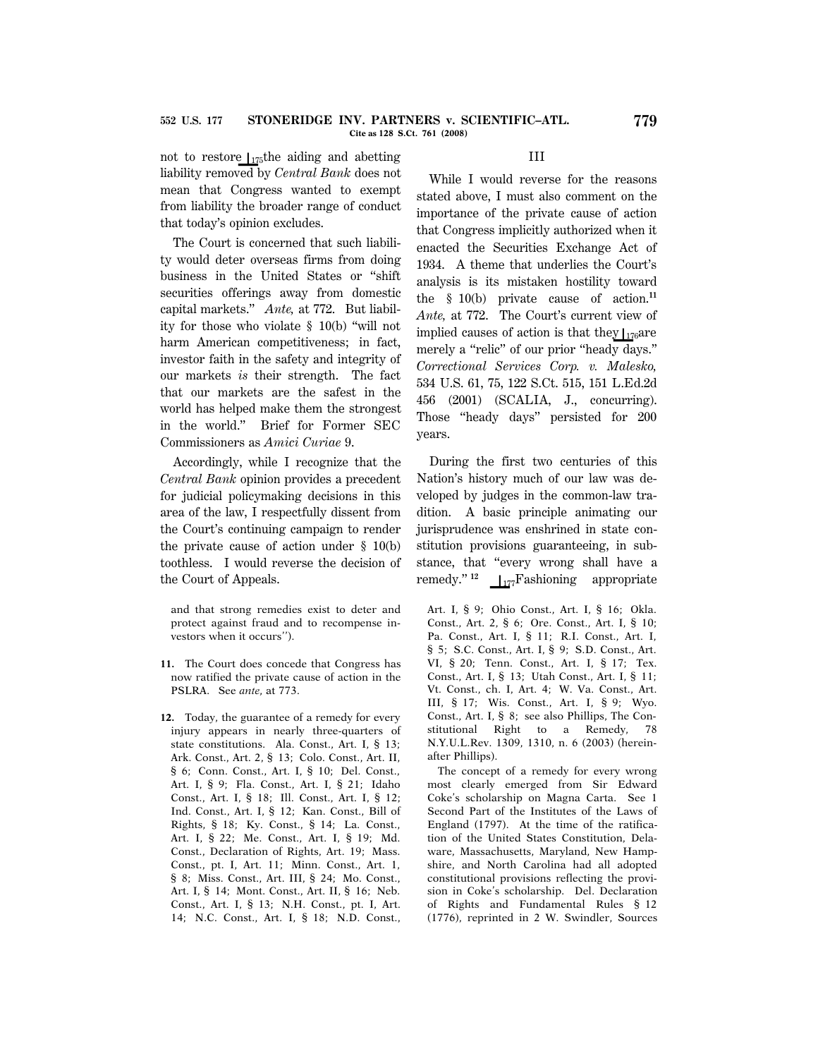not to restore ⌊175 the aiding and abetting liability removed by *Central Bank* does not mean that Congress wanted to exempt from liability the broader range of conduct that today's opinion excludes.

The Court is concerned that such liability would deter overseas firms from doing business in the United States or "shift securities offerings away from domestic capital markets." *Ante*, at 772. But liability for those who violate § 10(b) "will not harm American competitiveness; in fact, investor faith in the safety and integrity of our markets *is* their strength. The fact that our markets are the safest in the world has helped make them the strongest in the world." Brief for Former SEC Commissioners as *Amici Curiae* 9.

Accordingly, while I recognize that the *Central Bank* opinion provides a precedent for judicial policymaking decisions in this area of the law, I respectfully dissent from the Court's continuing campaign to render the private cause of action under § 10(b) toothless. I would reverse the decision of the Court of Appeals.

## III

While I would reverse for the reasons stated above, I must also comment on the importance of the private cause of action that Congress implicitly authorized when it enacted the Securities Exchange Act of 1934. A theme that underlies the Court's analysis is its mistaken hostility toward the § 10(b) private cause of action.[11] *Ante*, at 772. The Court's current view of implied causes of action is that they ⌊176 are merely a "relic" of our prior "heady days." *Correctional Services Corp. v. Malesko*, 534 U.S. 61, 75, 122 S.Ct. 515, 151 L.Ed.2d 456 (2001) (SCALIA, J., concurring). Those "heady days" persisted for 200 years.

During the first two centuries of this Nation's history much of our law was developed by judges in the common-law tradition. A basic principle animating our jurisprudence was enshrined in state constitution provisions guaranteeing, in substance, that "every wrong shall have a remedy."[12] ⌊177 Fashioning appropriate

---

and that strong remedies exist to deter and protect against fraud and to recompense investors when it occurs").

**11.** The Court does concede that Congress has now ratified the private cause of action in the PSLRA. See *ante*, at 773.

**12.** Today, the guarantee of a remedy for every injury appears in nearly three-quarters of state constitutions. Ala. Const., Art. I, § 13; Ark. Const., Art. 2, § 13; Colo. Const., Art. II, § 6; Conn. Const., Art. I, § 10; Del. Const., Art. I, § 9; Fla. Const., Art. I, § 21; Idaho Const., Art. I, § 18; Ill. Const., Art. I, § 12; Ind. Const., Art. I, § 12; Kan. Const., Bill of Rights, § 18; Ky. Const., § 14; La. Const., Art. I, § 22; Me. Const., Art. I, § 19; Md. Const., Declaration of Rights, Art. 19; Mass. Const., pt. I, Art. 11; Minn. Const., Art. 1, § 8; Miss. Const., Art. III, § 24; Mo. Const., Art. I, § 14; Mont. Const., Art. II, § 16; Neb. Const., Art. I, § 13; N.H. Const., pt. I, Art. 14; N.C. Const., Art. I, § 18; N.D. Const., Art. I, § 9; Ohio Const., Art. I, § 16; Okla. Const., Art. 2, § 6; Ore. Const., Art. I, § 10; Pa. Const., Art. I, § 11; R.I. Const., Art. I, § 5; S.C. Const., Art. I, § 9; S.D. Const., Art. VI, § 20; Tenn. Const., Art. I, § 17; Tex. Const., Art. I, § 13; Utah Const., Art. I, § 11; Vt. Const., ch. I, Art. 4; W. Va. Const., Art. III, § 17; Wis. Const., Art. I, § 9; Wyo. Const., Art. I, § 8; see also Phillips, The Constitutional Right to a Remedy, 78 N.Y.U.L.Rev. 1309, 1310, n. 6 (2003) (hereinafter Phillips).

The concept of a remedy for every wrong most clearly emerged from Sir Edward Coke's scholarship on Magna Carta. See 1 Second Part of the Institutes of the Laws of England (1797). At the time of the ratification of the United States Constitution, Delaware, Massachusetts, Maryland, New Hampshire, and North Carolina had all adopted constitutional provisions reflecting the provision in Coke's scholarship. Del. Declaration of Rights and Fundamental Rules § 12 (1776), reprinted in 2 W. Swindler, Sources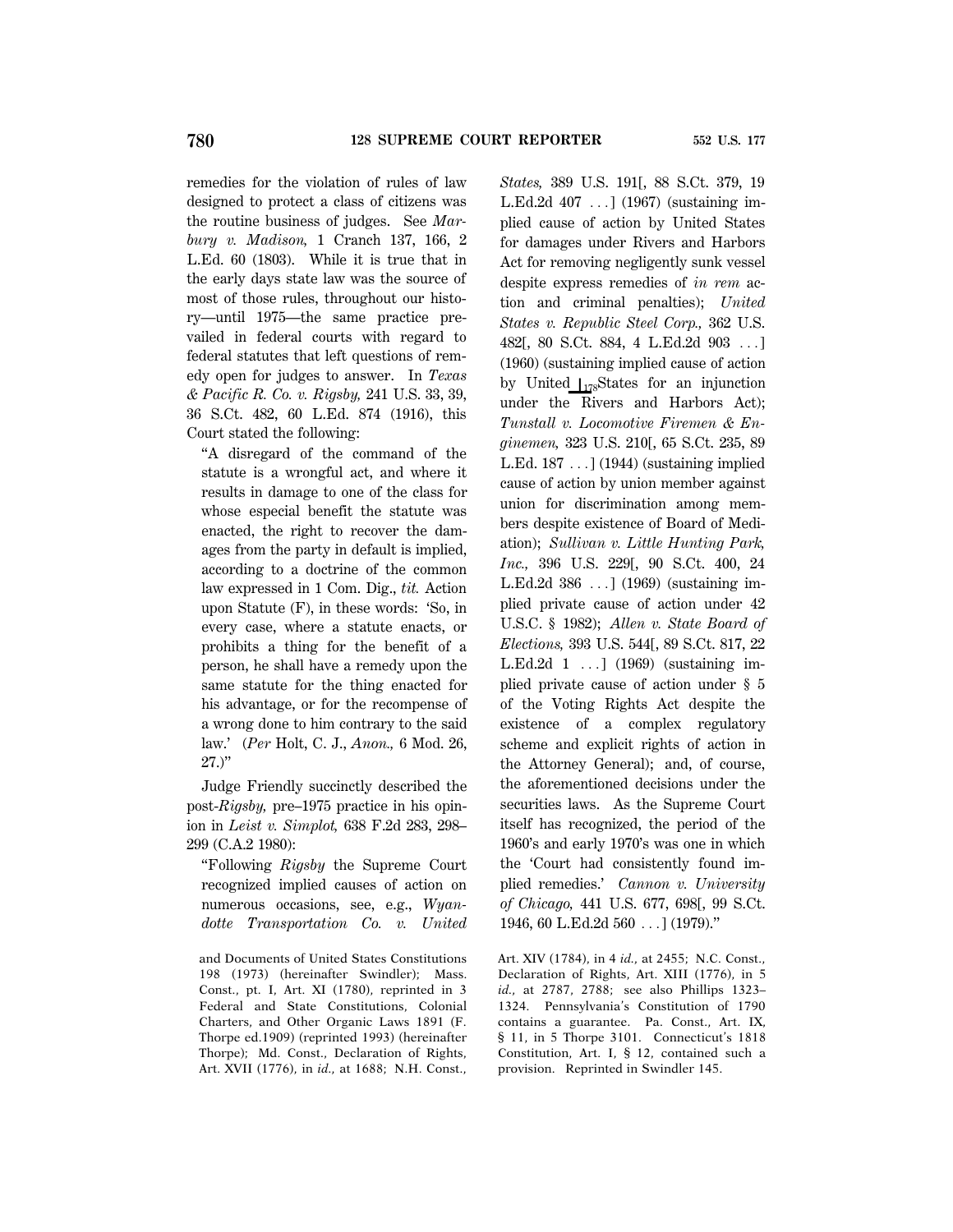remedies for the violation of rules of law designed to protect a class of citizens was the routine business of judges. See *Marbury v. Madison,* 1 Cranch 137, 166, 2 L.Ed. 60 (1803). While it is true that in the early days state law was the source of most of those rules, throughout our history—until 1975—the same practice prevailed in federal courts with regard to federal statutes that left questions of remedy open for judges to answer. In *Texas & Pacific R. Co. v. Rigsby,* 241 U.S. 33, 39, 36 S.Ct. 482, 60 L.Ed. 874 (1916), this Court stated the following:

> "A disregard of the command of the statute is a wrongful act, and where it results in damage to one of the class for whose especial benefit the statute was enacted, the right to recover the damages from the party in default is implied, according to a doctrine of the common law expressed in 1 Com. Dig., *tit.* Action upon Statute (F), in these words: 'So, in every case, where a statute enacts, or prohibits a thing for the benefit of a person, he shall have a remedy upon the same statute for the thing enacted for his advantage, or for the recompense of a wrong done to him contrary to the said law.' (*Per* Holt, C. J., *Anon.,* 6 Mod. 26, 27.)"

Judge Friendly succinctly described the post-*Rigsby,* pre–1975 practice in his opinion in *Leist v. Simplot,* 638 F.2d 283, 298–299 (C.A.2 1980):

> "Following *Rigsby* the Supreme Court recognized implied causes of action on numerous occasions, see, e.g., *Wyandotte Transportation Co. v. United States,* 389 U.S. 191[, 88 S.Ct. 379, 19 L.Ed.2d 407 . . .] (1967) (sustaining implied cause of action by United States for damages under Rivers and Harbors Act for removing negligently sunk vessel despite express remedies of *in rem* action and criminal penalties); *United States v. Republic Steel Corp.,* 362 U.S. 482[, 80 S.Ct. 884, 4 L.Ed.2d 903 . . .] (1960) (sustaining implied cause of action by United [178] States for an injunction under the Rivers and Harbors Act); *Tunstall v. Locomotive Firemen & Enginemen,* 323 U.S. 210[, 65 S.Ct. 235, 89 L.Ed. 187 . . .] (1944) (sustaining implied cause of action by union member against union for discrimination among members despite existence of Board of Mediation); *Sullivan v. Little Hunting Park, Inc.,* 396 U.S. 229[, 90 S.Ct. 400, 24 L.Ed.2d 386 . . .] (1969) (sustaining implied private cause of action under 42 U.S.C. § 1982); *Allen v. State Board of Elections,* 393 U.S. 544[, 89 S.Ct. 817, 22 L.Ed.2d 1 . . .] (1969) (sustaining implied private cause of action under § 5 of the Voting Rights Act despite the existence of a complex regulatory scheme and explicit rights of action in the Attorney General); and, of course, the aforementioned decisions under the securities laws. As the Supreme Court itself has recognized, the period of the 1960's and early 1970's was one in which the 'Court had consistently found implied remedies.' *Cannon v. University of Chicago,* 441 U.S. 677, 698[, 99 S.Ct. 1946, 60 L.Ed.2d 560 . . .] (1979)."

---

and Documents of United States Constitutions 198 (1973) (hereinafter Swindler); Mass. Const., pt. I, Art. XI (1780), reprinted in 3 Federal and State Constitutions, Colonial Charters, and Other Organic Laws 1891 (F. Thorpe ed.1909) (reprinted 1993) (hereinafter Thorpe); Md. Const., Declaration of Rights, Art. XVII (1776), in *id.,* at 1688; N.H. Const., Art. XIV (1784), in 4 *id.,* at 2455; N.C. Const., Declaration of Rights, Art. XIII (1776), in 5 *id.,* at 2787, 2788; see also Phillips 1323–1324. Pennsylvania's Constitution of 1790 contains a guarantee. Pa. Const., Art. IX, § 11, in 5 Thorpe 3101. Connecticut's 1818 Constitution, Art. I, § 12, contained such a provision. Reprinted in Swindler 145.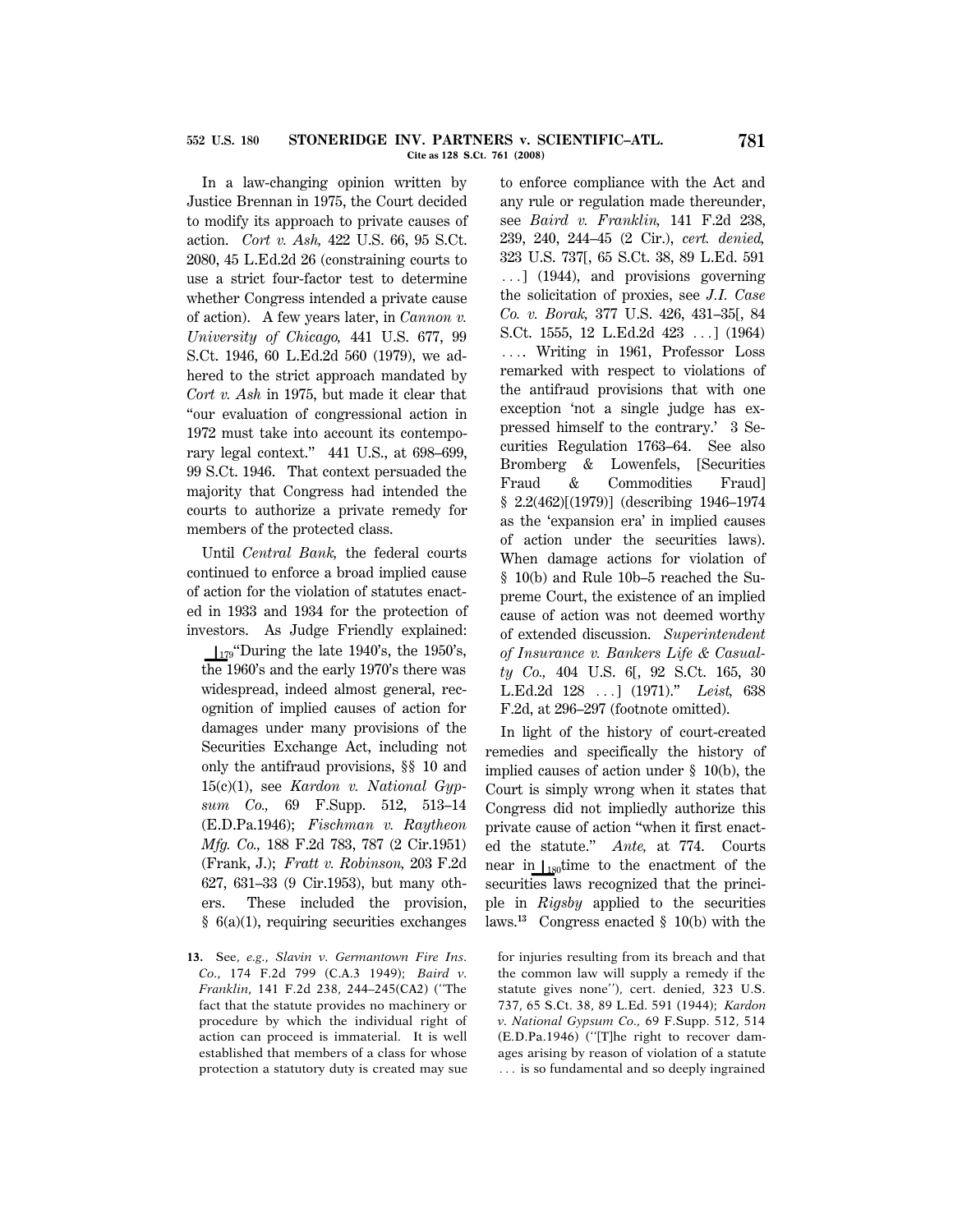In a law-changing opinion written by Justice Brennan in 1975, the Court decided to modify its approach to private causes of action. *Cort v. Ash,* 422 U.S. 66, 95 S.Ct. 2080, 45 L.Ed.2d 26 (constraining courts to use a strict four-factor test to determine whether Congress intended a private cause of action). A few years later, in *Cannon v. University of Chicago,* 441 U.S. 677, 99 S.Ct. 1946, 60 L.Ed.2d 560 (1979), we adhered to the strict approach mandated by *Cort v. Ash* in 1975, but made it clear that "our evaluation of congressional action in 1972 must take into account its contemporary legal context." 441 U.S., at 698–699, 99 S.Ct. 1946. That context persuaded the majority that Congress had intended the courts to authorize a private remedy for members of the protected class.

Until *Central Bank,* the federal courts continued to enforce a broad implied cause of action for the violation of statutes enacted in 1933 and 1934 for the protection of investors. As Judge Friendly explained:

> ⊥179"During the late 1940's, the 1950's, the 1960's and the early 1970's there was widespread, indeed almost general, recognition of implied causes of action for damages under many provisions of the Securities Exchange Act, including not only the antifraud provisions, §§ 10 and 15(c)(1), see *Kardon v. National Gypsum Co.,* 69 F.Supp. 512, 513–14 (E.D.Pa.1946); *Fischman v. Raytheon Mfg. Co.,* 188 F.2d 783, 787 (2 Cir.1951) (Frank, J.); *Fratt v. Robinson,* 203 F.2d 627, 631–33 (9 Cir.1953), but many others. These included the provision, § 6(a)(1), requiring securities exchanges to enforce compliance with the Act and any rule or regulation made thereunder, see *Baird v. Franklin,* 141 F.2d 238, 239, 240, 244–45 (2 Cir.), *cert. denied,* 323 U.S. 737[, 65 S.Ct. 38, 89 L.Ed. 591 . . .] (1944), and provisions governing the solicitation of proxies, see *J.I. Case Co. v. Borak,* 377 U.S. 426, 431–35[, 84 S.Ct. 1555, 12 L.Ed.2d 423 . . .] (1964) . . . . Writing in 1961, Professor Loss remarked with respect to violations of the antifraud provisions that with one exception 'not a single judge has expressed himself to the contrary.' 3 Securities Regulation 1763–64. See also Bromberg & Lowenfels, [Securities Fraud & Commodities Fraud] § 2.2(462)[(1979)] (describing 1946–1974 as the 'expansion era' in implied causes of action under the securities laws). When damage actions for violation of § 10(b) and Rule 10b–5 reached the Supreme Court, the existence of an implied cause of action was not deemed worthy of extended discussion. *Superintendent of Insurance v. Bankers Life & Casualty Co.,* 404 U.S. 6[, 92 S.Ct. 165, 30 L.Ed.2d 128 . . .] (1971)." *Leist,* 638 F.2d, at 296–297 (footnote omitted).

In light of the history of court-created remedies and specifically the history of implied causes of action under § 10(b), the Court is simply wrong when it states that Congress did not impliedly authorize this private cause of action "when it first enacted the statute." *Ante,* at 774. Courts near in ⊥180time to the enactment of the securities laws recognized that the principle in *Rigsby* applied to the securities laws.[13] Congress enacted § 10(b) with the

---

**13.** See, *e.g., Slavin v. Germantown Fire Ins. Co.,* 174 F.2d 799 (C.A.3 1949); *Baird v. Franklin,* 141 F.2d 238, 244–245(CA2) ("The fact that the statute provides no machinery or procedure by which the individual right of action can proceed is immaterial. It is well established that members of a class for whose protection a statutory duty is created may sue for injuries resulting from its breach and that the common law will supply a remedy if the statute gives none"), cert. denied, 323 U.S. 737, 65 S.Ct. 38, 89 L.Ed. 591 (1944); *Kardon v. National Gypsum Co.,* 69 F.Supp. 512, 514 (E.D.Pa.1946) ("[T]he right to recover damages arising by reason of violation of a statute . . . is so fundamental and so deeply ingrained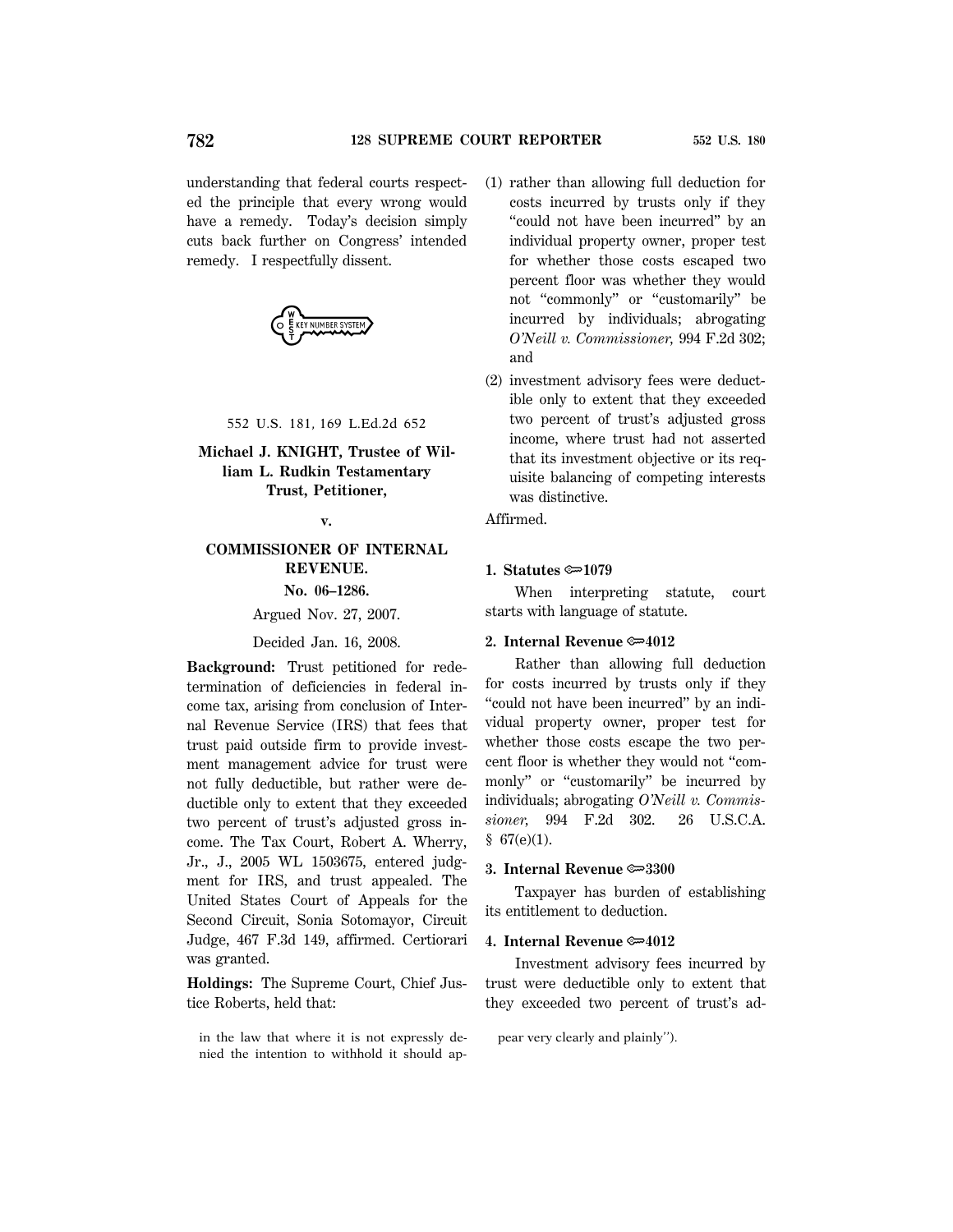understanding that federal courts respected the principle that every wrong would have a remedy. Today's decision simply cuts back further on Congress' intended remedy. I respectfully dissent.

552 U.S. 181, 169 L.Ed.2d 652

**Michael J. KNIGHT, Trustee of William L. Rudkin Testamentary Trust, Petitioner,**

**v.**

**COMMISSIONER OF INTERNAL REVENUE.**

**No. 06–1286.**

Argued Nov. 27, 2007.

Decided Jan. 16, 2008.

**Background:** Trust petitioned for redetermination of deficiencies in federal income tax, arising from conclusion of Internal Revenue Service (IRS) that fees that trust paid outside firm to provide investment management advice for trust were not fully deductible, but rather were deductible only to extent that they exceeded two percent of trust's adjusted gross income. The Tax Court, Robert A. Wherry, Jr., J., 2005 WL 1503675, entered judgment for IRS, and trust appealed. The United States Court of Appeals for the Second Circuit, Sonia Sotomayor, Circuit Judge, 467 F.3d 149, affirmed. Certiorari was granted.

**Holdings:** The Supreme Court, Chief Justice Roberts, held that:

(1) rather than allowing full deduction for costs incurred by trusts only if they "could not have been incurred" by an individual property owner, proper test for whether those costs escaped two percent floor was whether they would not "commonly" or "customarily" be incurred by individuals; abrogating *O'Neill v. Commissioner,* 994 F.2d 302; and

(2) investment advisory fees were deductible only to extent that they exceeded two percent of trust's adjusted gross income, where trust had not asserted that its investment objective or its requisite balancing of competing interests was distinctive.

Affirmed.

**1. Statutes ⟹1079**

When interpreting statute, court starts with language of statute.

**2. Internal Revenue ⟹4012**

Rather than allowing full deduction for costs incurred by trusts only if they "could not have been incurred" by an individual property owner, proper test for whether those costs escape the two percent floor is whether they would not "commonly" or "customarily" be incurred by individuals; abrogating *O'Neill v. Commissioner,* 994 F.2d 302. 26 U.S.C.A. § 67(e)(1).

**3. Internal Revenue ⟹3300**

Taxpayer has burden of establishing its entitlement to deduction.

**4. Internal Revenue ⟹4012**

Investment advisory fees incurred by trust were deductible only to extent that they exceeded two percent of trust's ad-

in the law that where it is not expressly denied the intention to withhold it should appear very clearly and plainly").